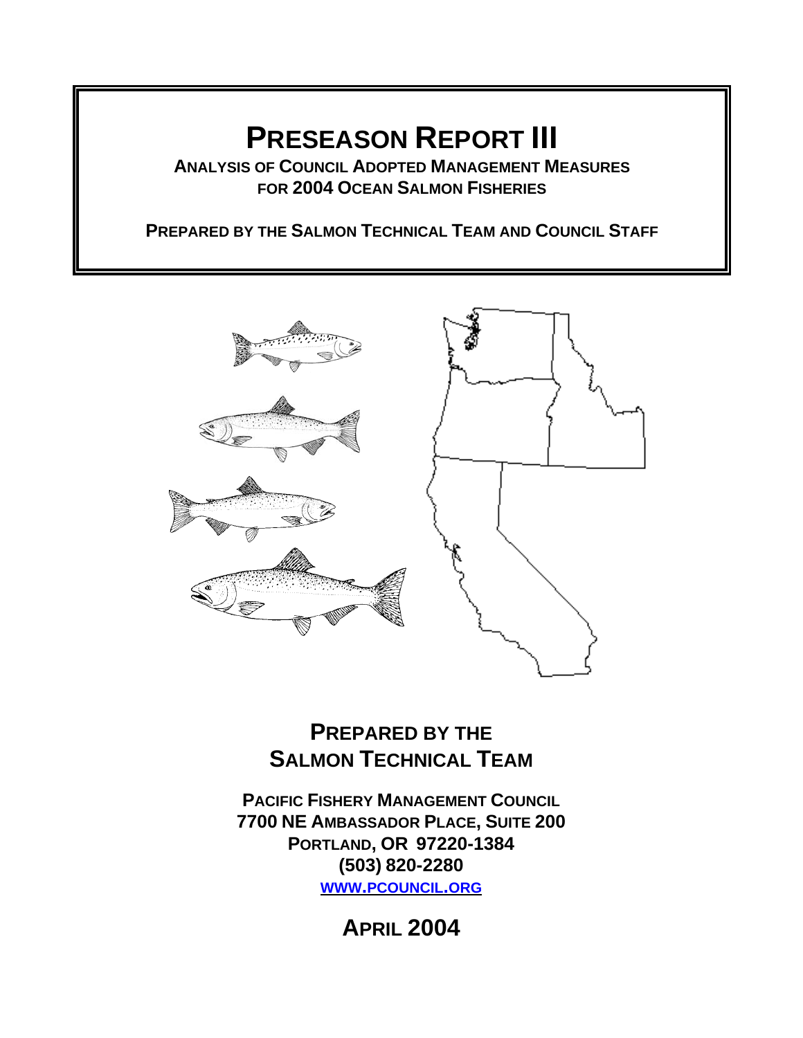# PRESEASON REPORT III

**ANALYSIS OF COUNCIL ADOPTED MANAGEMENT MEASURES FOR 2004 OCEAN SALMON FISHERIES**

**PREPARED BY THE SALMON TECHNICAL TEAM AND COUNCIL STAFF**

## PREPARED BY THE SALMON TECHNICAL TEAM

**PACIFIC FISHERY MANAGEMENT COUNCIL**
**7700 NE AMBASSADOR PLACE, SUITE 200**
**PORTLAND, OR 97220-1384**
**(503) 820-2280**
**WWW.PCOUNCIL.ORG**

## APRIL 2004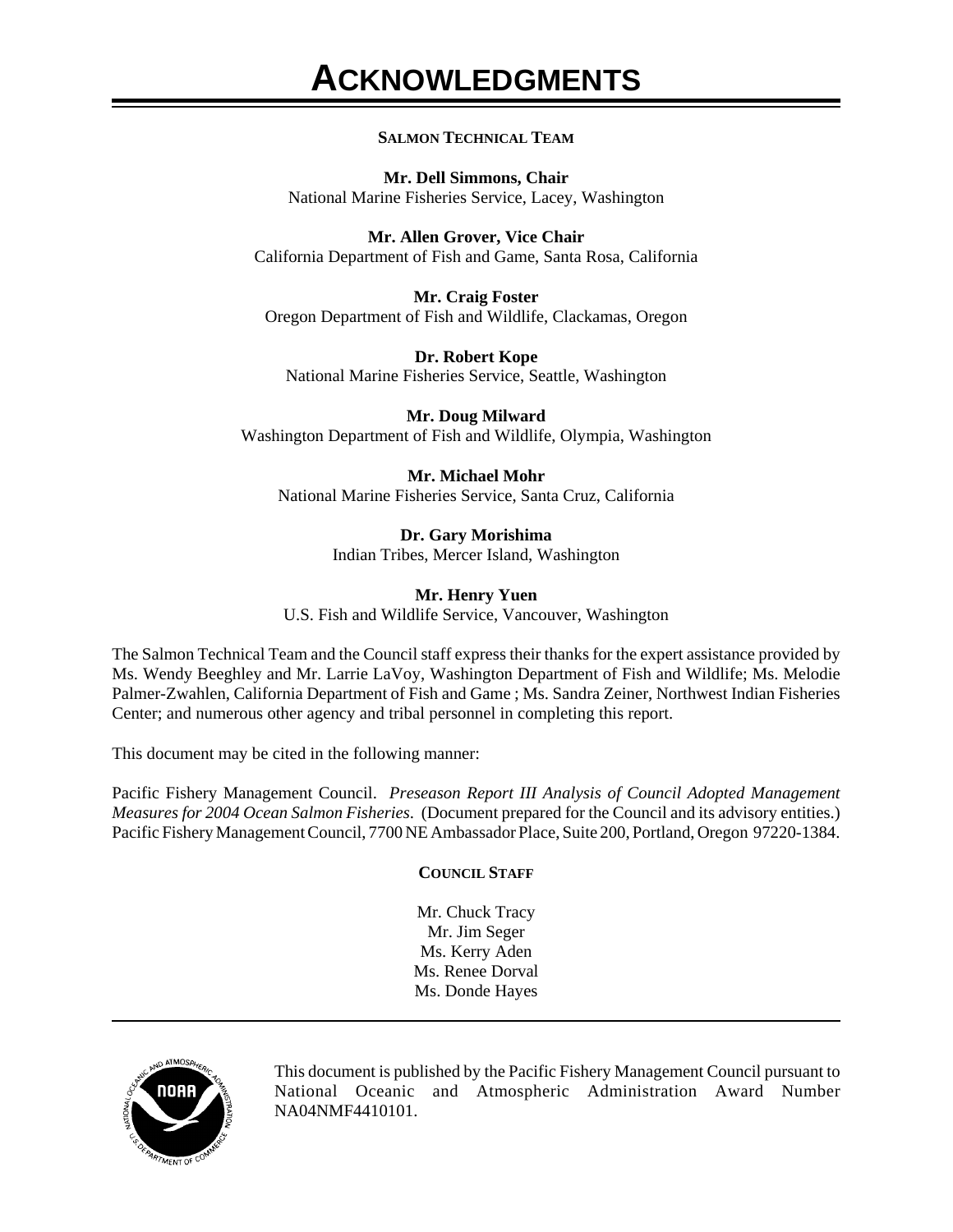# ACKNOWLEDGMENTS

**SALMON TECHNICAL TEAM**

**Mr. Dell Simmons, Chair**
National Marine Fisheries Service, Lacey, Washington

**Mr. Allen Grover, Vice Chair**
California Department of Fish and Game, Santa Rosa, California

**Mr. Craig Foster**
Oregon Department of Fish and Wildlife, Clackamas, Oregon

**Dr. Robert Kope**
National Marine Fisheries Service, Seattle, Washington

**Mr. Doug Milward**
Washington Department of Fish and Wildlife, Olympia, Washington

**Mr. Michael Mohr**
National Marine Fisheries Service, Santa Cruz, California

**Dr. Gary Morishima**
Indian Tribes, Mercer Island, Washington

**Mr. Henry Yuen**
U.S. Fish and Wildlife Service, Vancouver, Washington

The Salmon Technical Team and the Council staff express their thanks for the expert assistance provided by Ms. Wendy Beeghley and Mr. Larrie LaVoy, Washington Department of Fish and Wildlife; Ms. Melodie Palmer-Zwahlen, California Department of Fish and Game ; Ms. Sandra Zeiner, Northwest Indian Fisheries Center; and numerous other agency and tribal personnel in completing this report.

This document may be cited in the following manner:

Pacific Fishery Management Council. *Preseason Report III Analysis of Council Adopted Management Measures for 2004 Ocean Salmon Fisheries*. (Document prepared for the Council and its advisory entities.) Pacific Fishery Management Council, 7700 NE Ambassador Place, Suite 200, Portland, Oregon 97220-1384.

**COUNCIL STAFF**

Mr. Chuck Tracy
Mr. Jim Seger
Ms. Kerry Aden
Ms. Renee Dorval
Ms. Donde Hayes

---

This document is published by the Pacific Fishery Management Council pursuant to National Oceanic and Atmospheric Administration Award Number NA04NMF4410101.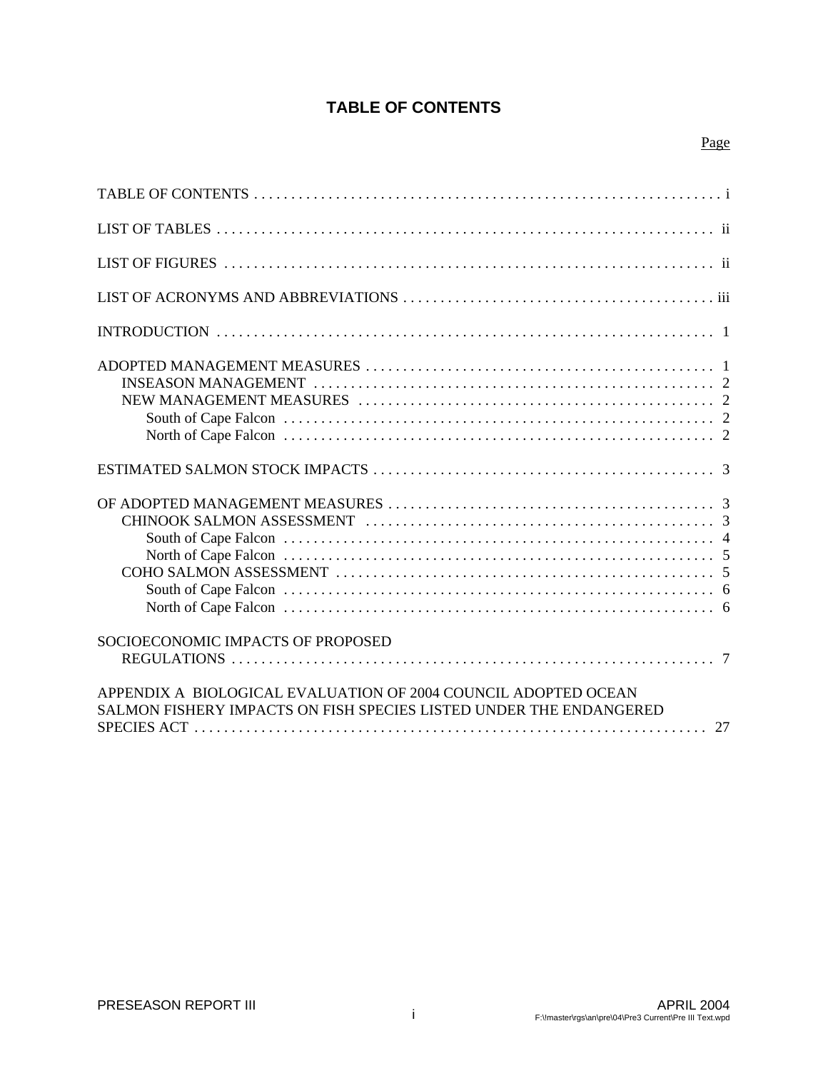# TABLE OF CONTENTS

Page

TABLE OF CONTENTS . . . . . . . . . . . . . . . . . . . . . . . . . . . . . . . . . . . . . . . . . . . . . . . . . . . . . . . . . . . . . . . i

LIST OF TABLES . . . . . . . . . . . . . . . . . . . . . . . . . . . . . . . . . . . . . . . . . . . . . . . . . . . . . . . . . . . . . . . . . ii

LIST OF FIGURES . . . . . . . . . . . . . . . . . . . . . . . . . . . . . . . . . . . . . . . . . . . . . . . . . . . . . . . . . . . . . . . . ii

LIST OF ACRONYMS AND ABBREVIATIONS . . . . . . . . . . . . . . . . . . . . . . . . . . . . . . . . . . . . . . . . . iii

INTRODUCTION . . . . . . . . . . . . . . . . . . . . . . . . . . . . . . . . . . . . . . . . . . . . . . . . . . . . . . . . . . . . . . . . . 1

ADOPTED MANAGEMENT MEASURES . . . . . . . . . . . . . . . . . . . . . . . . . . . . . . . . . . . . . . . . . . . . . . 1
- INSEASON MANAGEMENT . . . . . . . . . . . . . . . . . . . . . . . . . . . . . . . . . . . . . . . . . . . . . . . . . . . . . 2
- NEW MANAGEMENT MEASURES . . . . . . . . . . . . . . . . . . . . . . . . . . . . . . . . . . . . . . . . . . . . . . . 2
  - South of Cape Falcon . . . . . . . . . . . . . . . . . . . . . . . . . . . . . . . . . . . . . . . . . . . . . . . . . . . . . . . . . 2
  - North of Cape Falcon . . . . . . . . . . . . . . . . . . . . . . . . . . . . . . . . . . . . . . . . . . . . . . . . . . . . . . . . . 2

ESTIMATED SALMON STOCK IMPACTS . . . . . . . . . . . . . . . . . . . . . . . . . . . . . . . . . . . . . . . . . . . . . 3

OF ADOPTED MANAGEMENT MEASURES . . . . . . . . . . . . . . . . . . . . . . . . . . . . . . . . . . . . . . . . . . . 3
- CHINOOK SALMON ASSESSMENT . . . . . . . . . . . . . . . . . . . . . . . . . . . . . . . . . . . . . . . . . . . . . . 3
  - South of Cape Falcon . . . . . . . . . . . . . . . . . . . . . . . . . . . . . . . . . . . . . . . . . . . . . . . . . . . . . . . . . 4
  - North of Cape Falcon . . . . . . . . . . . . . . . . . . . . . . . . . . . . . . . . . . . . . . . . . . . . . . . . . . . . . . . . . 5
- COHO SALMON ASSESSMENT . . . . . . . . . . . . . . . . . . . . . . . . . . . . . . . . . . . . . . . . . . . . . . . . . . 5
  - South of Cape Falcon . . . . . . . . . . . . . . . . . . . . . . . . . . . . . . . . . . . . . . . . . . . . . . . . . . . . . . . . . 6
  - North of Cape Falcon . . . . . . . . . . . . . . . . . . . . . . . . . . . . . . . . . . . . . . . . . . . . . . . . . . . . . . . . . 6

SOCIOECONOMIC IMPACTS OF PROPOSED REGULATIONS . . . . . . . . . . . . . . . . . . . . . . . . . . . . . . . . . . . . . . . . . . . . . . . . . . . . . . . . . . . . . . . . . 7

APPENDIX A BIOLOGICAL EVALUATION OF 2004 COUNCIL ADOPTED OCEAN SALMON FISHERY IMPACTS ON FISH SPECIES LISTED UNDER THE ENDANGERED SPECIES ACT . . . . . . . . . . . . . . . . . . . . . . . . . . . . . . . . . . . . . . . . . . . . . . . . . . . . . . . . . . . . . . . . . 27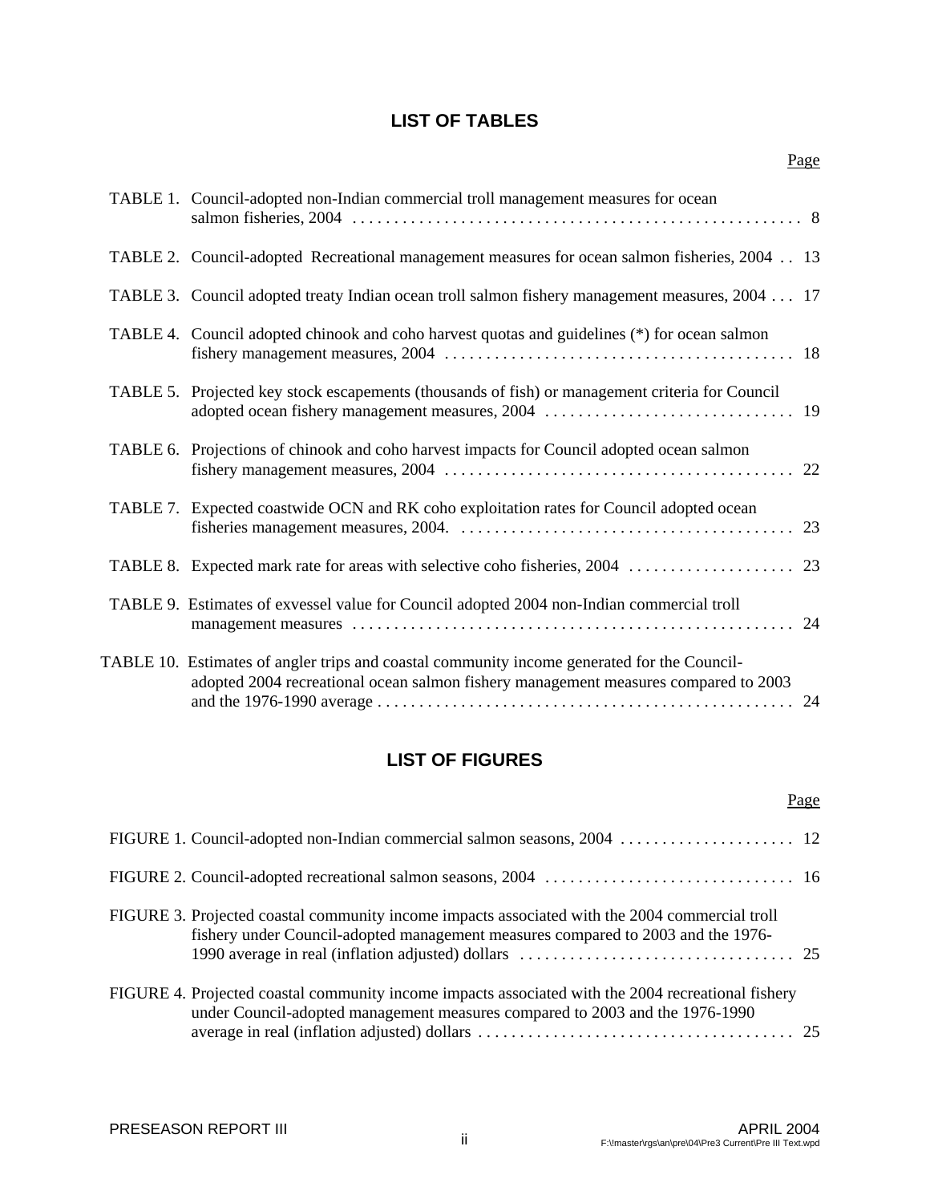## LIST OF TABLES

| | Page |
|---|---|
| TABLE 1. Council-adopted non-Indian commercial troll management measures for ocean salmon fisheries, 2004 | 8 |
| TABLE 2. Council-adopted Recreational management measures for ocean salmon fisheries, 2004 | 13 |
| TABLE 3. Council adopted treaty Indian ocean troll salmon fishery management measures, 2004 | 17 |
| TABLE 4. Council adopted chinook and coho harvest quotas and guidelines (*) for ocean salmon fishery management measures, 2004 | 18 |
| TABLE 5. Projected key stock escapements (thousands of fish) or management criteria for Council adopted ocean fishery management measures, 2004 | 19 |
| TABLE 6. Projections of chinook and coho harvest impacts for Council adopted ocean salmon fishery management measures, 2004 | 22 |
| TABLE 7. Expected coastwide OCN and RK coho exploitation rates for Council adopted ocean fisheries management measures, 2004. | 23 |
| TABLE 8. Expected mark rate for areas with selective coho fisheries, 2004 | 23 |
| TABLE 9. Estimates of exvessel value for Council adopted 2004 non-Indian commercial troll management measures | 24 |
| TABLE 10. Estimates of angler trips and coastal community income generated for the Council-adopted 2004 recreational ocean salmon fishery management measures compared to 2003 and the 1976-1990 average | 24 |

## LIST OF FIGURES

| | Page |
|---|---|
| FIGURE 1. Council-adopted non-Indian commercial salmon seasons, 2004 | 12 |
| FIGURE 2. Council-adopted recreational salmon seasons, 2004 | 16 |
| FIGURE 3. Projected coastal community income impacts associated with the 2004 commercial troll fishery under Council-adopted management measures compared to 2003 and the 1976-1990 average in real (inflation adjusted) dollars | 25 |
| FIGURE 4. Projected coastal community income impacts associated with the 2004 recreational fishery under Council-adopted management measures compared to 2003 and the 1976-1990 average in real (inflation adjusted) dollars | 25 |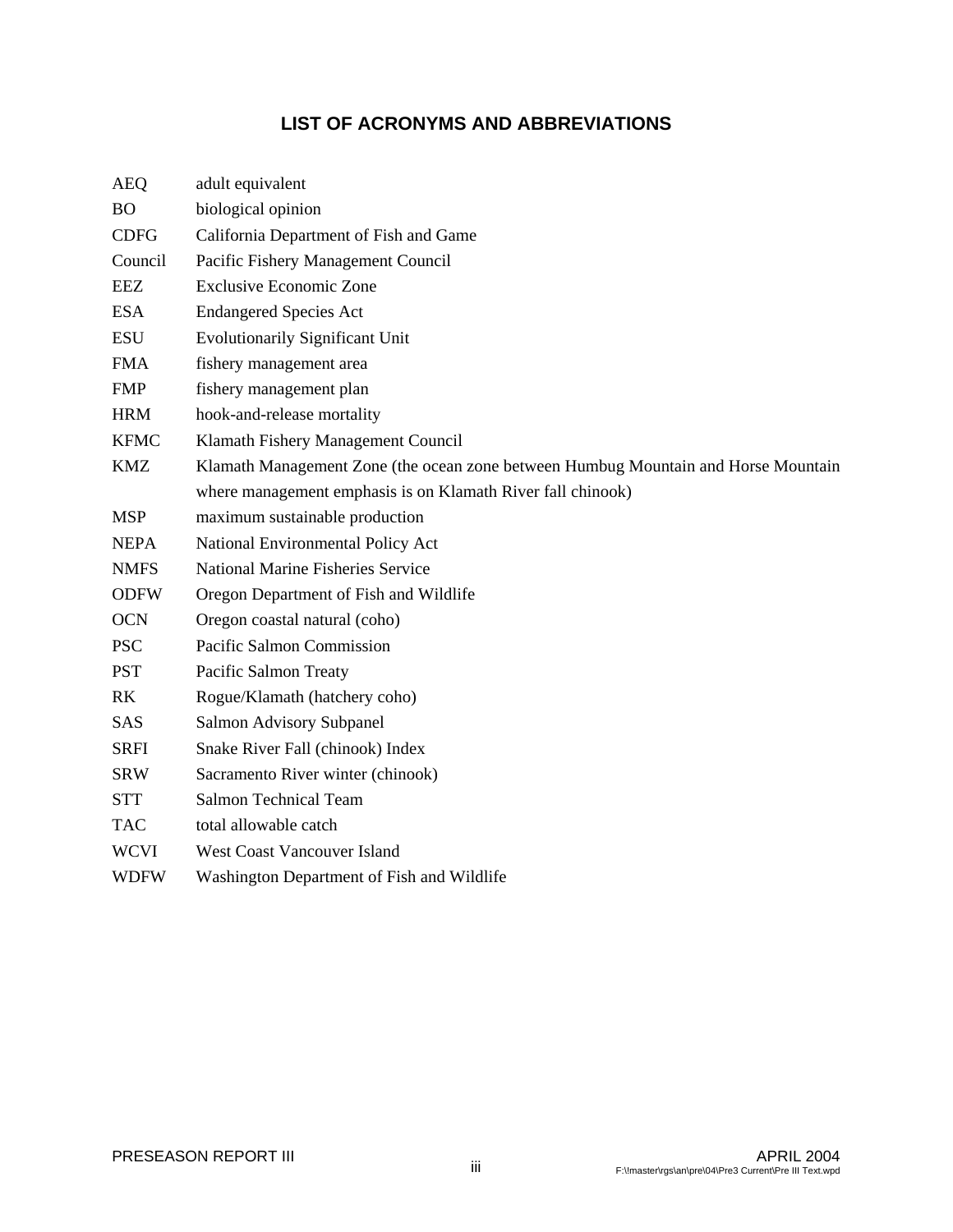# LIST OF ACRONYMS AND ABBREVIATIONS

| | |
|---|---|
| AEQ | adult equivalent |
| BO | biological opinion |
| CDFG | California Department of Fish and Game |
| Council | Pacific Fishery Management Council |
| EEZ | Exclusive Economic Zone |
| ESA | Endangered Species Act |
| ESU | Evolutionarily Significant Unit |
| FMA | fishery management area |
| FMP | fishery management plan |
| HRM | hook-and-release mortality |
| KFMC | Klamath Fishery Management Council |
| KMZ | Klamath Management Zone (the ocean zone between Humbug Mountain and Horse Mountain where management emphasis is on Klamath River fall chinook) |
| MSP | maximum sustainable production |
| NEPA | National Environmental Policy Act |
| NMFS | National Marine Fisheries Service |
| ODFW | Oregon Department of Fish and Wildlife |
| OCN | Oregon coastal natural (coho) |
| PSC | Pacific Salmon Commission |
| PST | Pacific Salmon Treaty |
| RK | Rogue/Klamath (hatchery coho) |
| SAS | Salmon Advisory Subpanel |
| SRFI | Snake River Fall (chinook) Index |
| SRW | Sacramento River winter (chinook) |
| STT | Salmon Technical Team |
| TAC | total allowable catch |
| WCVI | West Coast Vancouver Island |
| WDFW | Washington Department of Fish and Wildlife |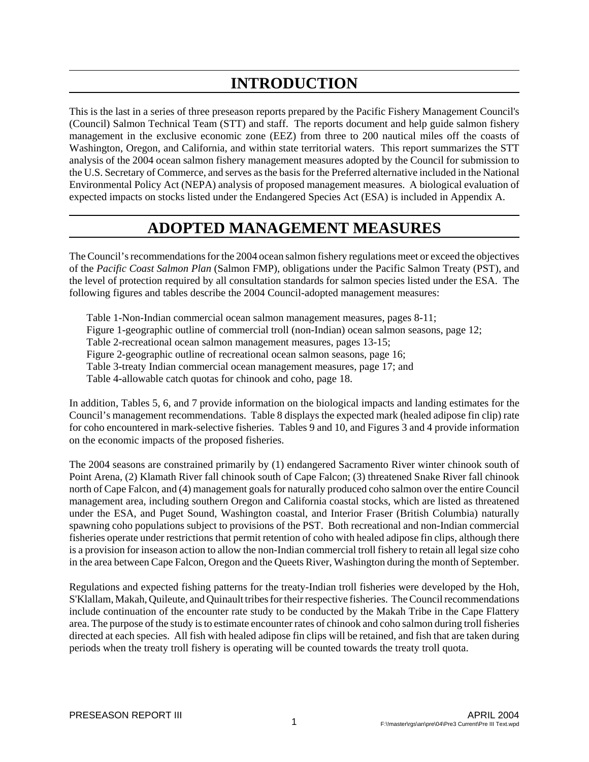# INTRODUCTION

This is the last in a series of three preseason reports prepared by the Pacific Fishery Management Council's (Council) Salmon Technical Team (STT) and staff. The reports document and help guide salmon fishery management in the exclusive economic zone (EEZ) from three to 200 nautical miles off the coasts of Washington, Oregon, and California, and within state territorial waters. This report summarizes the STT analysis of the 2004 ocean salmon fishery management measures adopted by the Council for submission to the U.S. Secretary of Commerce, and serves as the basis for the Preferred alternative included in the National Environmental Policy Act (NEPA) analysis of proposed management measures. A biological evaluation of expected impacts on stocks listed under the Endangered Species Act (ESA) is included in Appendix A.

# ADOPTED MANAGEMENT MEASURES

The Council's recommendations for the 2004 ocean salmon fishery regulations meet or exceed the objectives of the *Pacific Coast Salmon Plan* (Salmon FMP), obligations under the Pacific Salmon Treaty (PST), and the level of protection required by all consultation standards for salmon species listed under the ESA. The following figures and tables describe the 2004 Council-adopted management measures:

Table 1-Non-Indian commercial ocean salmon management measures, pages 8-11;
Figure 1-geographic outline of commercial troll (non-Indian) ocean salmon seasons, page 12;
Table 2-recreational ocean salmon management measures, pages 13-15;
Figure 2-geographic outline of recreational ocean salmon seasons, page 16;
Table 3-treaty Indian commercial ocean management measures, page 17; and
Table 4-allowable catch quotas for chinook and coho, page 18.

In addition, Tables 5, 6, and 7 provide information on the biological impacts and landing estimates for the Council's management recommendations. Table 8 displays the expected mark (healed adipose fin clip) rate for coho encountered in mark-selective fisheries. Tables 9 and 10, and Figures 3 and 4 provide information on the economic impacts of the proposed fisheries.

The 2004 seasons are constrained primarily by (1) endangered Sacramento River winter chinook south of Point Arena, (2) Klamath River fall chinook south of Cape Falcon; (3) threatened Snake River fall chinook north of Cape Falcon, and (4) management goals for naturally produced coho salmon over the entire Council management area, including southern Oregon and California coastal stocks, which are listed as threatened under the ESA, and Puget Sound, Washington coastal, and Interior Fraser (British Columbia) naturally spawning coho populations subject to provisions of the PST. Both recreational and non-Indian commercial fisheries operate under restrictions that permit retention of coho with healed adipose fin clips, although there is a provision for inseason action to allow the non-Indian commercial troll fishery to retain all legal size coho in the area between Cape Falcon, Oregon and the Queets River, Washington during the month of September.

Regulations and expected fishing patterns for the treaty-Indian troll fisheries were developed by the Hoh, S'Klallam, Makah, Quileute, and Quinault tribes for their respective fisheries. The Council recommendations include continuation of the encounter rate study to be conducted by the Makah Tribe in the Cape Flattery area. The purpose of the study is to estimate encounter rates of chinook and coho salmon during troll fisheries directed at each species. All fish with healed adipose fin clips will be retained, and fish that are taken during periods when the treaty troll fishery is operating will be counted towards the treaty troll quota.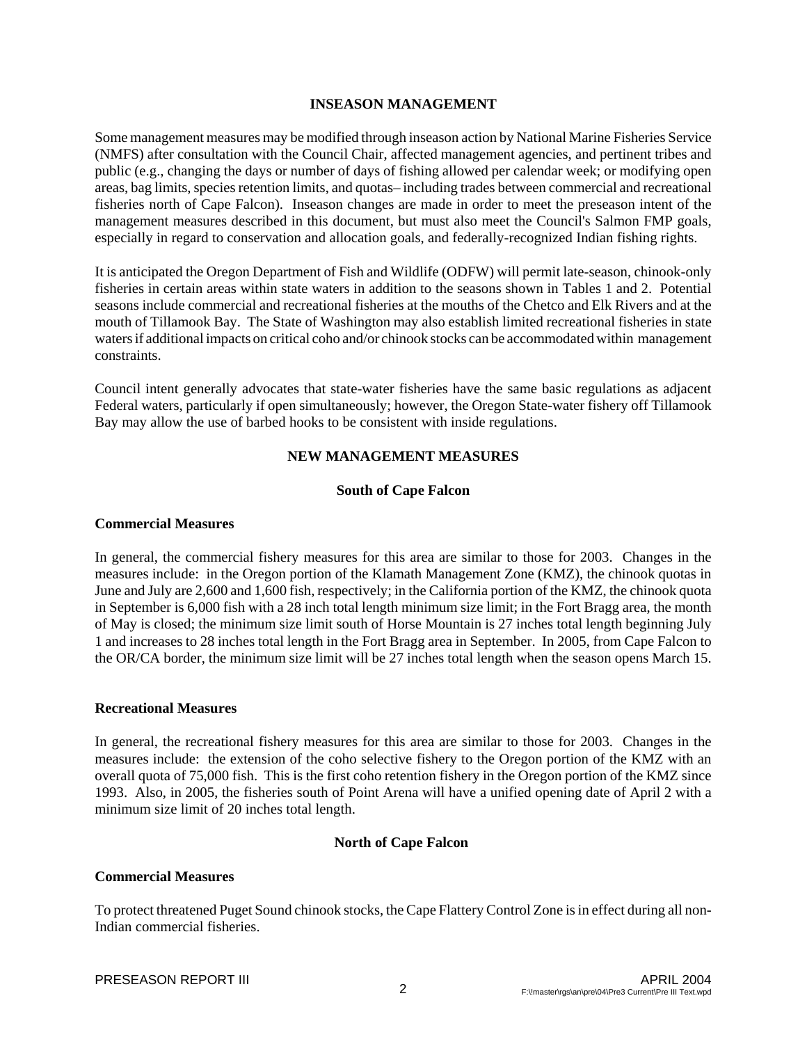## INSEASON MANAGEMENT

Some management measures may be modified through inseason action by National Marine Fisheries Service (NMFS) after consultation with the Council Chair, affected management agencies, and pertinent tribes and public (e.g., changing the days or number of days of fishing allowed per calendar week; or modifying open areas, bag limits, species retention limits, and quotas– including trades between commercial and recreational fisheries north of Cape Falcon). Inseason changes are made in order to meet the preseason intent of the management measures described in this document, but must also meet the Council's Salmon FMP goals, especially in regard to conservation and allocation goals, and federally-recognized Indian fishing rights.

It is anticipated the Oregon Department of Fish and Wildlife (ODFW) will permit late-season, chinook-only fisheries in certain areas within state waters in addition to the seasons shown in Tables 1 and 2. Potential seasons include commercial and recreational fisheries at the mouths of the Chetco and Elk Rivers and at the mouth of Tillamook Bay. The State of Washington may also establish limited recreational fisheries in state waters if additional impacts on critical coho and/or chinook stocks can be accommodated within management constraints.

Council intent generally advocates that state-water fisheries have the same basic regulations as adjacent Federal waters, particularly if open simultaneously; however, the Oregon State-water fishery off Tillamook Bay may allow the use of barbed hooks to be consistent with inside regulations.

## NEW MANAGEMENT MEASURES

### South of Cape Falcon

#### Commercial Measures

In general, the commercial fishery measures for this area are similar to those for 2003. Changes in the measures include: in the Oregon portion of the Klamath Management Zone (KMZ), the chinook quotas in June and July are 2,600 and 1,600 fish, respectively; in the California portion of the KMZ, the chinook quota in September is 6,000 fish with a 28 inch total length minimum size limit; in the Fort Bragg area, the month of May is closed; the minimum size limit south of Horse Mountain is 27 inches total length beginning July 1 and increases to 28 inches total length in the Fort Bragg area in September. In 2005, from Cape Falcon to the OR/CA border, the minimum size limit will be 27 inches total length when the season opens March 15.

#### Recreational Measures

In general, the recreational fishery measures for this area are similar to those for 2003. Changes in the measures include: the extension of the coho selective fishery to the Oregon portion of the KMZ with an overall quota of 75,000 fish. This is the first coho retention fishery in the Oregon portion of the KMZ since 1993. Also, in 2005, the fisheries south of Point Arena will have a unified opening date of April 2 with a minimum size limit of 20 inches total length.

### North of Cape Falcon

#### Commercial Measures

To protect threatened Puget Sound chinook stocks, the Cape Flattery Control Zone is in effect during all non-Indian commercial fisheries.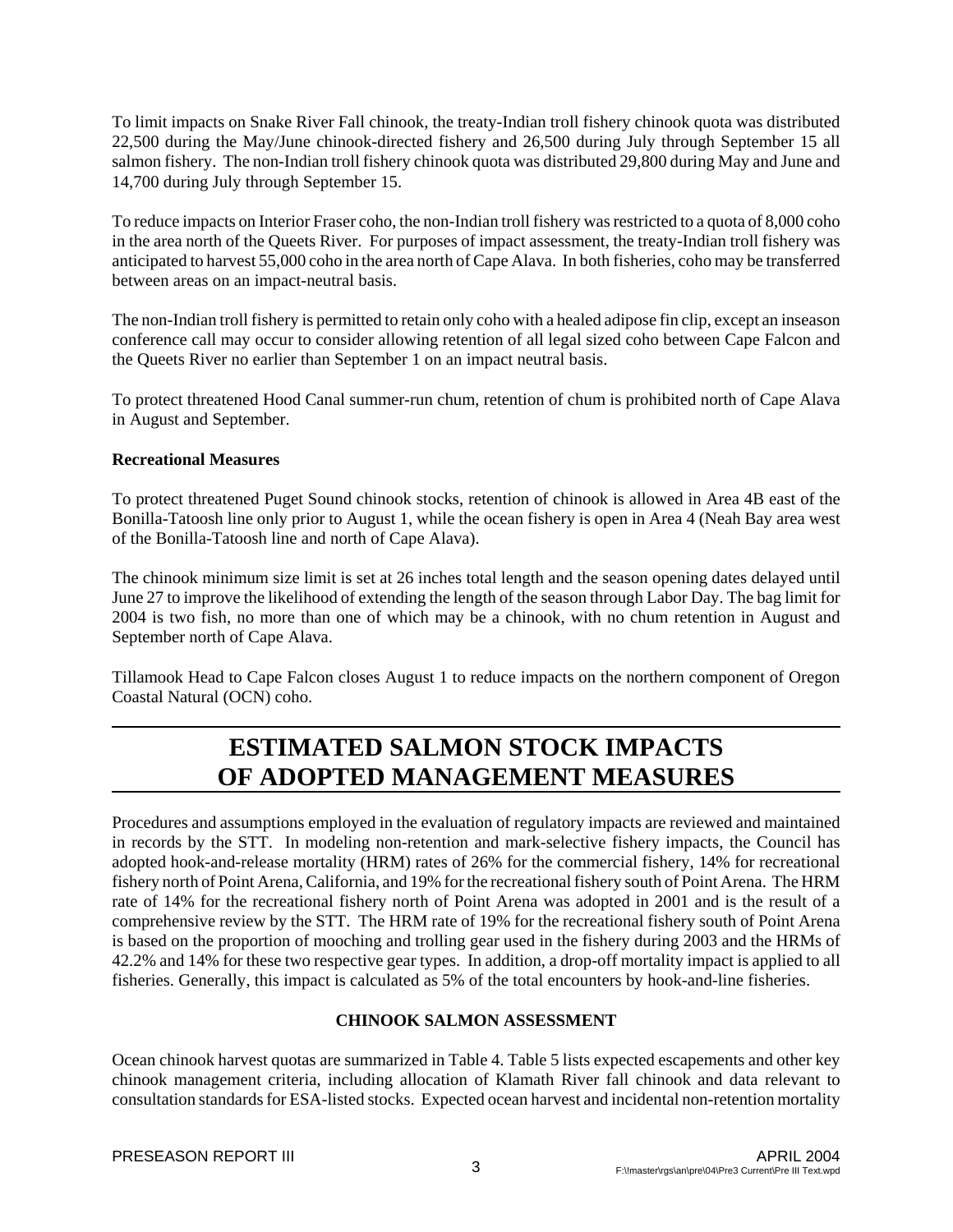To limit impacts on Snake River Fall chinook, the treaty-Indian troll fishery chinook quota was distributed 22,500 during the May/June chinook-directed fishery and 26,500 during July through September 15 all salmon fishery. The non-Indian troll fishery chinook quota was distributed 29,800 during May and June and 14,700 during July through September 15.

To reduce impacts on Interior Fraser coho, the non-Indian troll fishery was restricted to a quota of 8,000 coho in the area north of the Queets River. For purposes of impact assessment, the treaty-Indian troll fishery was anticipated to harvest 55,000 coho in the area north of Cape Alava. In both fisheries, coho may be transferred between areas on an impact-neutral basis.

The non-Indian troll fishery is permitted to retain only coho with a healed adipose fin clip, except an inseason conference call may occur to consider allowing retention of all legal sized coho between Cape Falcon and the Queets River no earlier than September 1 on an impact neutral basis.

To protect threatened Hood Canal summer-run chum, retention of chum is prohibited north of Cape Alava in August and September.

**Recreational Measures**

To protect threatened Puget Sound chinook stocks, retention of chinook is allowed in Area 4B east of the Bonilla-Tatoosh line only prior to August 1, while the ocean fishery is open in Area 4 (Neah Bay area west of the Bonilla-Tatoosh line and north of Cape Alava).

The chinook minimum size limit is set at 26 inches total length and the season opening dates delayed until June 27 to improve the likelihood of extending the length of the season through Labor Day. The bag limit for 2004 is two fish, no more than one of which may be a chinook, with no chum retention in August and September north of Cape Alava.

Tillamook Head to Cape Falcon closes August 1 to reduce impacts on the northern component of Oregon Coastal Natural (OCN) coho.

# ESTIMATED SALMON STOCK IMPACTS OF ADOPTED MANAGEMENT MEASURES

Procedures and assumptions employed in the evaluation of regulatory impacts are reviewed and maintained in records by the STT. In modeling non-retention and mark-selective fishery impacts, the Council has adopted hook-and-release mortality (HRM) rates of 26% for the commercial fishery, 14% for recreational fishery north of Point Arena, California, and 19% for the recreational fishery south of Point Arena. The HRM rate of 14% for the recreational fishery north of Point Arena was adopted in 2001 and is the result of a comprehensive review by the STT. The HRM rate of 19% for the recreational fishery south of Point Arena is based on the proportion of mooching and trolling gear used in the fishery during 2003 and the HRMs of 42.2% and 14% for these two respective gear types. In addition, a drop-off mortality impact is applied to all fisheries. Generally, this impact is calculated as 5% of the total encounters by hook-and-line fisheries.

### CHINOOK SALMON ASSESSMENT

Ocean chinook harvest quotas are summarized in Table 4. Table 5 lists expected escapements and other key chinook management criteria, including allocation of Klamath River fall chinook and data relevant to consultation standards for ESA-listed stocks. Expected ocean harvest and incidental non-retention mortality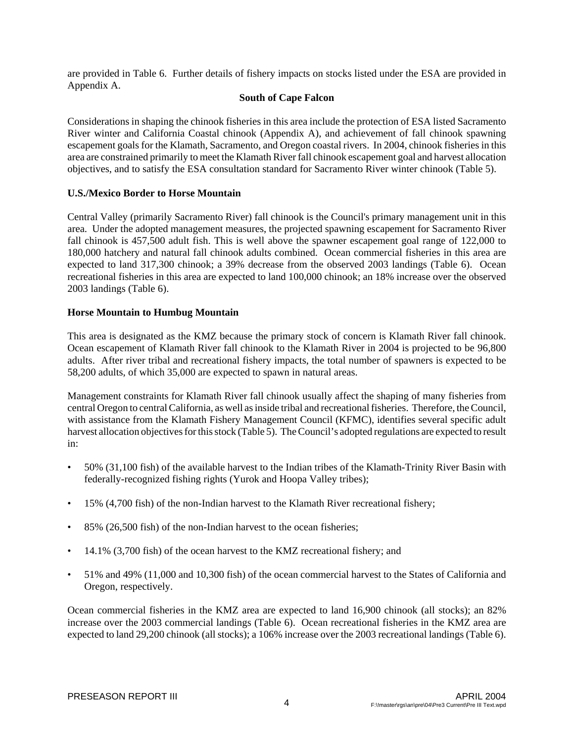are provided in Table 6. Further details of fishery impacts on stocks listed under the ESA are provided in Appendix A.

## South of Cape Falcon

Considerations in shaping the chinook fisheries in this area include the protection of ESA listed Sacramento River winter and California Coastal chinook (Appendix A), and achievement of fall chinook spawning escapement goals for the Klamath, Sacramento, and Oregon coastal rivers. In 2004, chinook fisheries in this area are constrained primarily to meet the Klamath River fall chinook escapement goal and harvest allocation objectives, and to satisfy the ESA consultation standard for Sacramento River winter chinook (Table 5).

### U.S./Mexico Border to Horse Mountain

Central Valley (primarily Sacramento River) fall chinook is the Council's primary management unit in this area. Under the adopted management measures, the projected spawning escapement for Sacramento River fall chinook is 457,500 adult fish. This is well above the spawner escapement goal range of 122,000 to 180,000 hatchery and natural fall chinook adults combined. Ocean commercial fisheries in this area are expected to land 317,300 chinook; a 39% decrease from the observed 2003 landings (Table 6). Ocean recreational fisheries in this area are expected to land 100,000 chinook; an 18% increase over the observed 2003 landings (Table 6).

### Horse Mountain to Humbug Mountain

This area is designated as the KMZ because the primary stock of concern is Klamath River fall chinook. Ocean escapement of Klamath River fall chinook to the Klamath River in 2004 is projected to be 96,800 adults. After river tribal and recreational fishery impacts, the total number of spawners is expected to be 58,200 adults, of which 35,000 are expected to spawn in natural areas.

Management constraints for Klamath River fall chinook usually affect the shaping of many fisheries from central Oregon to central California, as well as inside tribal and recreational fisheries. Therefore, the Council, with assistance from the Klamath Fishery Management Council (KFMC), identifies several specific adult harvest allocation objectives for this stock (Table 5). The Council's adopted regulations are expected to result in:

- 50% (31,100 fish) of the available harvest to the Indian tribes of the Klamath-Trinity River Basin with federally-recognized fishing rights (Yurok and Hoopa Valley tribes);
- 15% (4,700 fish) of the non-Indian harvest to the Klamath River recreational fishery;
- 85% (26,500 fish) of the non-Indian harvest to the ocean fisheries;
- 14.1% (3,700 fish) of the ocean harvest to the KMZ recreational fishery; and
- 51% and 49% (11,000 and 10,300 fish) of the ocean commercial harvest to the States of California and Oregon, respectively.

Ocean commercial fisheries in the KMZ area are expected to land 16,900 chinook (all stocks); an 82% increase over the 2003 commercial landings (Table 6). Ocean recreational fisheries in the KMZ area are expected to land 29,200 chinook (all stocks); a 106% increase over the 2003 recreational landings (Table 6).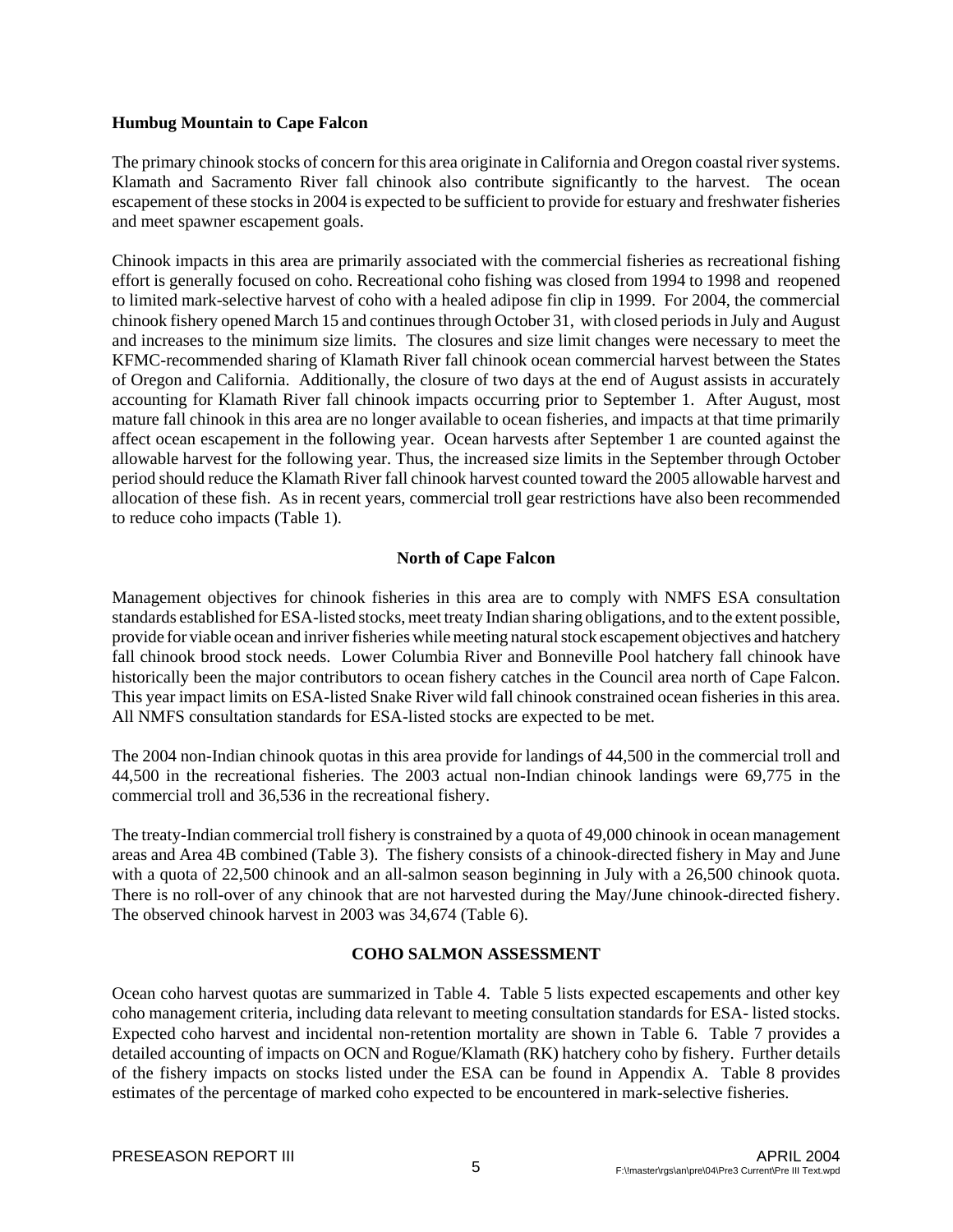### Humbug Mountain to Cape Falcon

The primary chinook stocks of concern for this area originate in California and Oregon coastal river systems. Klamath and Sacramento River fall chinook also contribute significantly to the harvest. The ocean escapement of these stocks in 2004 is expected to be sufficient to provide for estuary and freshwater fisheries and meet spawner escapement goals.

Chinook impacts in this area are primarily associated with the commercial fisheries as recreational fishing effort is generally focused on coho. Recreational coho fishing was closed from 1994 to 1998 and reopened to limited mark-selective harvest of coho with a healed adipose fin clip in 1999. For 2004, the commercial chinook fishery opened March 15 and continues through October 31, with closed periods in July and August and increases to the minimum size limits. The closures and size limit changes were necessary to meet the KFMC-recommended sharing of Klamath River fall chinook ocean commercial harvest between the States of Oregon and California. Additionally, the closure of two days at the end of August assists in accurately accounting for Klamath River fall chinook impacts occurring prior to September 1. After August, most mature fall chinook in this area are no longer available to ocean fisheries, and impacts at that time primarily affect ocean escapement in the following year. Ocean harvests after September 1 are counted against the allowable harvest for the following year. Thus, the increased size limits in the September through October period should reduce the Klamath River fall chinook harvest counted toward the 2005 allowable harvest and allocation of these fish. As in recent years, commercial troll gear restrictions have also been recommended to reduce coho impacts (Table 1).

### North of Cape Falcon

Management objectives for chinook fisheries in this area are to comply with NMFS ESA consultation standards established for ESA-listed stocks, meet treaty Indian sharing obligations, and to the extent possible, provide for viable ocean and inriver fisheries while meeting natural stock escapement objectives and hatchery fall chinook brood stock needs. Lower Columbia River and Bonneville Pool hatchery fall chinook have historically been the major contributors to ocean fishery catches in the Council area north of Cape Falcon. This year impact limits on ESA-listed Snake River wild fall chinook constrained ocean fisheries in this area. All NMFS consultation standards for ESA-listed stocks are expected to be met.

The 2004 non-Indian chinook quotas in this area provide for landings of 44,500 in the commercial troll and 44,500 in the recreational fisheries. The 2003 actual non-Indian chinook landings were 69,775 in the commercial troll and 36,536 in the recreational fishery.

The treaty-Indian commercial troll fishery is constrained by a quota of 49,000 chinook in ocean management areas and Area 4B combined (Table 3). The fishery consists of a chinook-directed fishery in May and June with a quota of 22,500 chinook and an all-salmon season beginning in July with a 26,500 chinook quota. There is no roll-over of any chinook that are not harvested during the May/June chinook-directed fishery. The observed chinook harvest in 2003 was 34,674 (Table 6).

## COHO SALMON ASSESSMENT

Ocean coho harvest quotas are summarized in Table 4. Table 5 lists expected escapements and other key coho management criteria, including data relevant to meeting consultation standards for ESA- listed stocks. Expected coho harvest and incidental non-retention mortality are shown in Table 6. Table 7 provides a detailed accounting of impacts on OCN and Rogue/Klamath (RK) hatchery coho by fishery. Further details of the fishery impacts on stocks listed under the ESA can be found in Appendix A. Table 8 provides estimates of the percentage of marked coho expected to be encountered in mark-selective fisheries.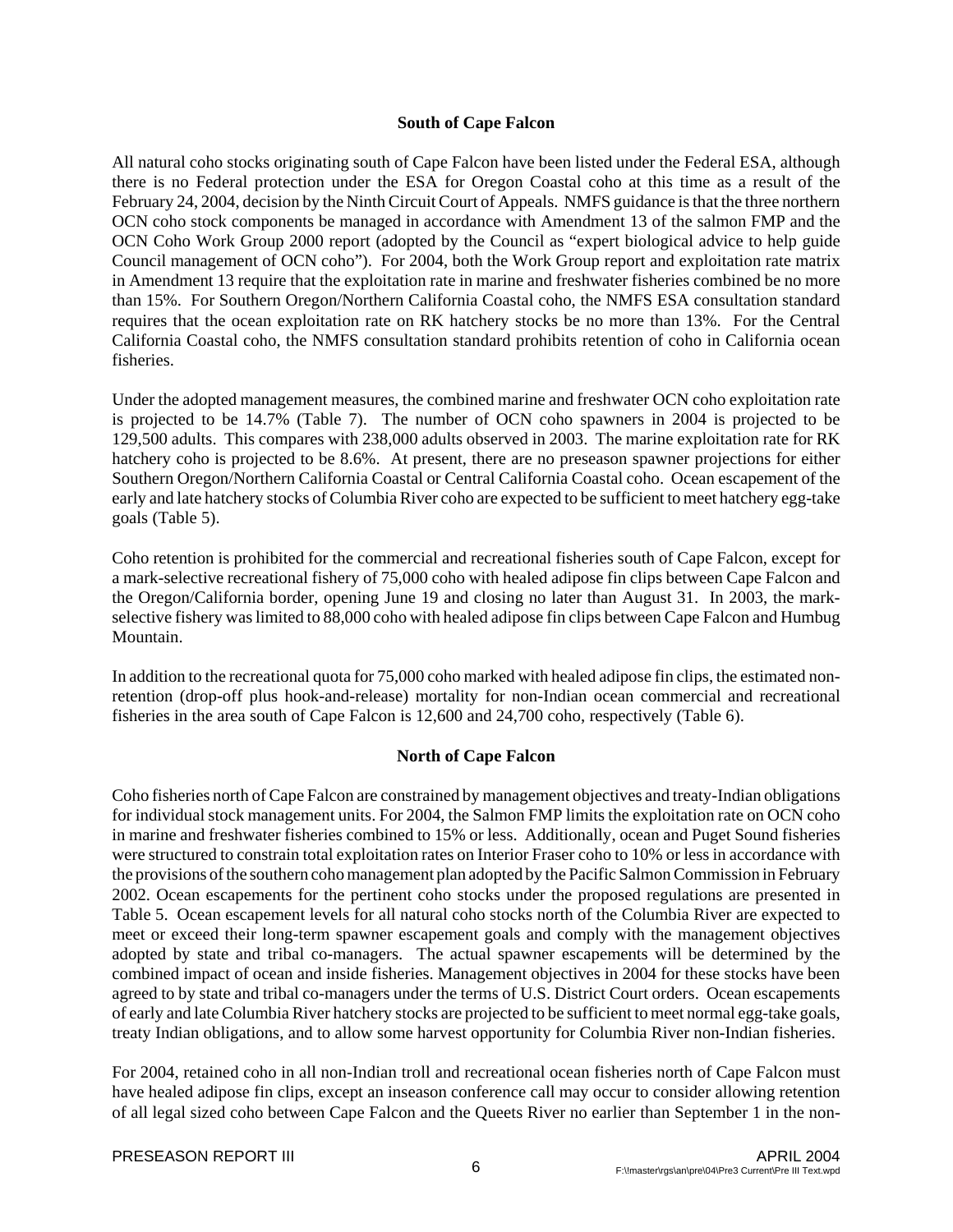## South of Cape Falcon

All natural coho stocks originating south of Cape Falcon have been listed under the Federal ESA, although there is no Federal protection under the ESA for Oregon Coastal coho at this time as a result of the February 24, 2004, decision by the Ninth Circuit Court of Appeals. NMFS guidance is that the three northern OCN coho stock components be managed in accordance with Amendment 13 of the salmon FMP and the OCN Coho Work Group 2000 report (adopted by the Council as "expert biological advice to help guide Council management of OCN coho"). For 2004, both the Work Group report and exploitation rate matrix in Amendment 13 require that the exploitation rate in marine and freshwater fisheries combined be no more than 15%. For Southern Oregon/Northern California Coastal coho, the NMFS ESA consultation standard requires that the ocean exploitation rate on RK hatchery stocks be no more than 13%. For the Central California Coastal coho, the NMFS consultation standard prohibits retention of coho in California ocean fisheries.

Under the adopted management measures, the combined marine and freshwater OCN coho exploitation rate is projected to be 14.7% (Table 7). The number of OCN coho spawners in 2004 is projected to be 129,500 adults. This compares with 238,000 adults observed in 2003. The marine exploitation rate for RK hatchery coho is projected to be 8.6%. At present, there are no preseason spawner projections for either Southern Oregon/Northern California Coastal or Central California Coastal coho. Ocean escapement of the early and late hatchery stocks of Columbia River coho are expected to be sufficient to meet hatchery egg-take goals (Table 5).

Coho retention is prohibited for the commercial and recreational fisheries south of Cape Falcon, except for a mark-selective recreational fishery of 75,000 coho with healed adipose fin clips between Cape Falcon and the Oregon/California border, opening June 19 and closing no later than August 31. In 2003, the mark-selective fishery was limited to 88,000 coho with healed adipose fin clips between Cape Falcon and Humbug Mountain.

In addition to the recreational quota for 75,000 coho marked with healed adipose fin clips, the estimated non-retention (drop-off plus hook-and-release) mortality for non-Indian ocean commercial and recreational fisheries in the area south of Cape Falcon is 12,600 and 24,700 coho, respectively (Table 6).

## North of Cape Falcon

Coho fisheries north of Cape Falcon are constrained by management objectives and treaty-Indian obligations for individual stock management units. For 2004, the Salmon FMP limits the exploitation rate on OCN coho in marine and freshwater fisheries combined to 15% or less. Additionally, ocean and Puget Sound fisheries were structured to constrain total exploitation rates on Interior Fraser coho to 10% or less in accordance with the provisions of the southern coho management plan adopted by the Pacific Salmon Commission in February 2002. Ocean escapements for the pertinent coho stocks under the proposed regulations are presented in Table 5. Ocean escapement levels for all natural coho stocks north of the Columbia River are expected to meet or exceed their long-term spawner escapement goals and comply with the management objectives adopted by state and tribal co-managers. The actual spawner escapements will be determined by the combined impact of ocean and inside fisheries. Management objectives in 2004 for these stocks have been agreed to by state and tribal co-managers under the terms of U.S. District Court orders. Ocean escapements of early and late Columbia River hatchery stocks are projected to be sufficient to meet normal egg-take goals, treaty Indian obligations, and to allow some harvest opportunity for Columbia River non-Indian fisheries.

For 2004, retained coho in all non-Indian troll and recreational ocean fisheries north of Cape Falcon must have healed adipose fin clips, except an inseason conference call may occur to consider allowing retention of all legal sized coho between Cape Falcon and the Queets River no earlier than September 1 in the non-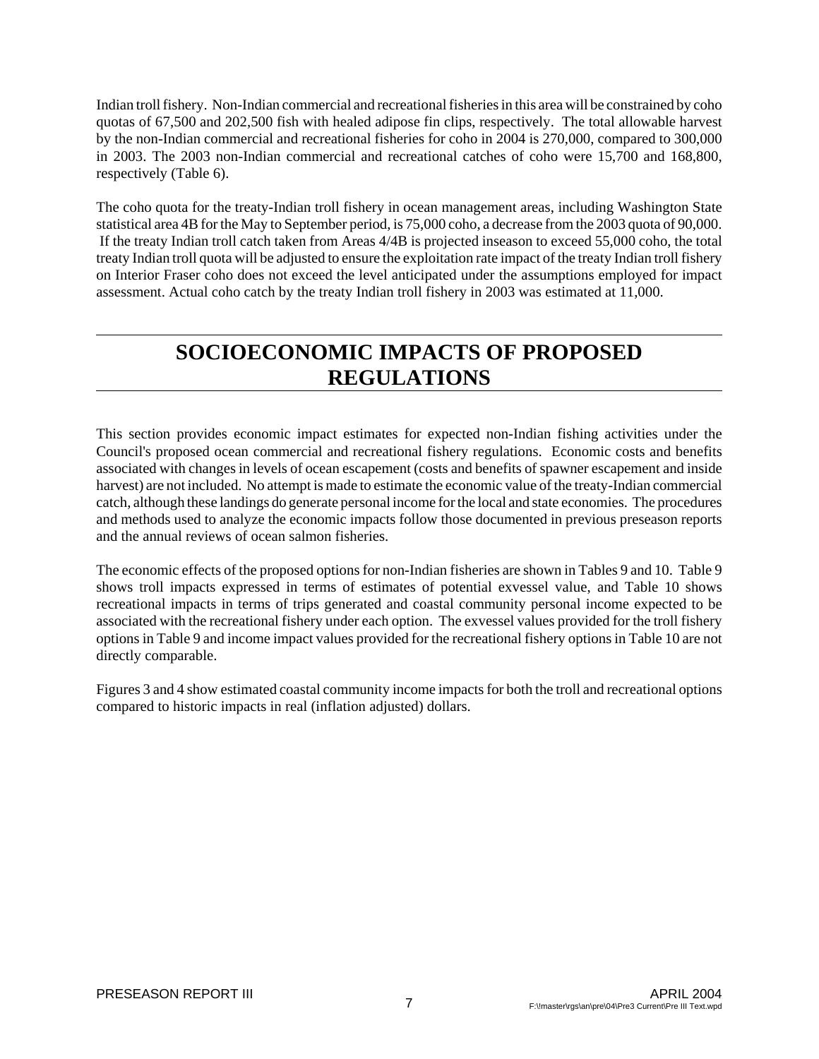Indian troll fishery. Non-Indian commercial and recreational fisheries in this area will be constrained by coho quotas of 67,500 and 202,500 fish with healed adipose fin clips, respectively. The total allowable harvest by the non-Indian commercial and recreational fisheries for coho in 2004 is 270,000, compared to 300,000 in 2003. The 2003 non-Indian commercial and recreational catches of coho were 15,700 and 168,800, respectively (Table 6).

The coho quota for the treaty-Indian troll fishery in ocean management areas, including Washington State statistical area 4B for the May to September period, is 75,000 coho, a decrease from the 2003 quota of 90,000. If the treaty Indian troll catch taken from Areas 4/4B is projected inseason to exceed 55,000 coho, the total treaty Indian troll quota will be adjusted to ensure the exploitation rate impact of the treaty Indian troll fishery on Interior Fraser coho does not exceed the level anticipated under the assumptions employed for impact assessment. Actual coho catch by the treaty Indian troll fishery in 2003 was estimated at 11,000.

# SOCIOECONOMIC IMPACTS OF PROPOSED REGULATIONS

This section provides economic impact estimates for expected non-Indian fishing activities under the Council's proposed ocean commercial and recreational fishery regulations. Economic costs and benefits associated with changes in levels of ocean escapement (costs and benefits of spawner escapement and inside harvest) are not included. No attempt is made to estimate the economic value of the treaty-Indian commercial catch, although these landings do generate personal income for the local and state economies. The procedures and methods used to analyze the economic impacts follow those documented in previous preseason reports and the annual reviews of ocean salmon fisheries.

The economic effects of the proposed options for non-Indian fisheries are shown in Tables 9 and 10. Table 9 shows troll impacts expressed in terms of estimates of potential exvessel value, and Table 10 shows recreational impacts in terms of trips generated and coastal community personal income expected to be associated with the recreational fishery under each option. The exvessel values provided for the troll fishery options in Table 9 and income impact values provided for the recreational fishery options in Table 10 are not directly comparable.

Figures 3 and 4 show estimated coastal community income impacts for both the troll and recreational options compared to historic impacts in real (inflation adjusted) dollars.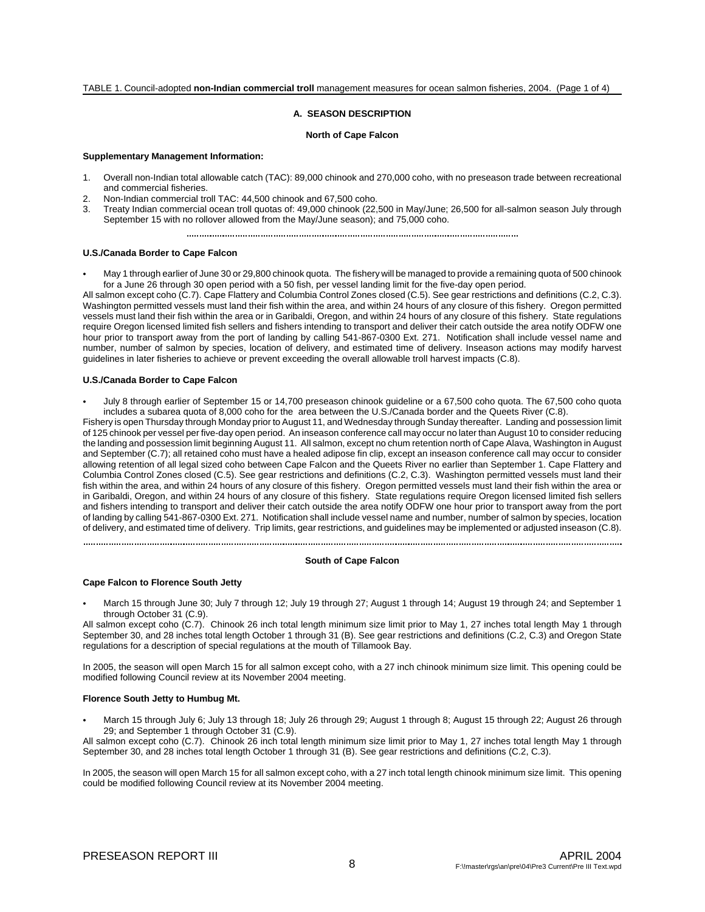TABLE 1. Council-adopted **non-Indian commercial troll** management measures for ocean salmon fisheries, 2004. (Page 1 of 4)

## A. SEASON DESCRIPTION

### North of Cape Falcon

**Supplementary Management Information:**

1. Overall non-Indian total allowable catch (TAC): 89,000 chinook and 270,000 coho, with no preseason trade between recreational and commercial fisheries.
2. Non-Indian commercial troll TAC: 44,500 chinook and 67,500 coho.
3. Treaty Indian commercial ocean troll quotas of: 49,000 chinook (22,500 in May/June; 26,500 for all-salmon season July through September 15 with no rollover allowed from the May/June season); and 75,000 coho.

---

**U.S./Canada Border to Cape Falcon**

- May 1 through earlier of June 30 or 29,800 chinook quota. The fishery will be managed to provide a remaining quota of 500 chinook for a June 26 through 30 open period with a 50 fish, per vessel landing limit for the five-day open period.

All salmon except coho (C.7). Cape Flattery and Columbia Control Zones closed (C.5). See gear restrictions and definitions (C.2, C.3). Washington permitted vessels must land their fish within the area, and within 24 hours of any closure of this fishery. Oregon permitted vessels must land their fish within the area or in Garibaldi, Oregon, and within 24 hours of any closure of this fishery. State regulations require Oregon licensed limited fish sellers and fishers intending to transport and deliver their catch outside the area notify ODFW one hour prior to transport away from the port of landing by calling 541-867-0300 Ext. 271. Notification shall include vessel name and number, number of salmon by species, location of delivery, and estimated time of delivery. Inseason actions may modify harvest guidelines in later fisheries to achieve or prevent exceeding the overall allowable troll harvest impacts (C.8).

**U.S./Canada Border to Cape Falcon**

- July 8 through earlier of September 15 or 14,700 preseason chinook guideline or a 67,500 coho quota. The 67,500 coho quota includes a subarea quota of 8,000 coho for the area between the U.S./Canada border and the Queets River (C.8).

Fishery is open Thursday through Monday prior to August 11, and Wednesday through Sunday thereafter. Landing and possession limit of 125 chinook per vessel per five-day open period. An inseason conference call may occur no later than August 10 to consider reducing the landing and possession limit beginning August 11. All salmon, except no chum retention north of Cape Alava, Washington in August and September (C.7); all retained coho must have a healed adipose fin clip, except an inseason conference call may occur to consider allowing retention of all legal sized coho between Cape Falcon and the Queets River no earlier than September 1. Cape Flattery and Columbia Control Zones closed (C.5). See gear restrictions and definitions (C.2, C.3). Washington permitted vessels must land their fish within the area, and within 24 hours of any closure of this fishery. Oregon permitted vessels must land their fish within the area or in Garibaldi, Oregon, and within 24 hours of any closure of this fishery. State regulations require Oregon licensed limited fish sellers and fishers intending to transport and deliver their catch outside the area notify ODFW one hour prior to transport away from the port of landing by calling 541-867-0300 Ext. 271. Notification shall include vessel name and number, number of salmon by species, location of delivery, and estimated time of delivery. Trip limits, gear restrictions, and guidelines may be implemented or adjusted inseason (C.8).

---

### South of Cape Falcon

**Cape Falcon to Florence South Jetty**

- March 15 through June 30; July 7 through 12; July 19 through 27; August 1 through 14; August 19 through 24; and September 1 through October 31 (C.9).

All salmon except coho (C.7). Chinook 26 inch total length minimum size limit prior to May 1, 27 inches total length May 1 through September 30, and 28 inches total length October 1 through 31 (B). See gear restrictions and definitions (C.2, C.3) and Oregon State regulations for a description of special regulations at the mouth of Tillamook Bay.

In 2005, the season will open March 15 for all salmon except coho, with a 27 inch chinook minimum size limit. This opening could be modified following Council review at its November 2004 meeting.

**Florence South Jetty to Humbug Mt.**

- March 15 through July 6; July 13 through 18; July 26 through 29; August 1 through 8; August 15 through 22; August 26 through 29; and September 1 through October 31 (C.9).

All salmon except coho (C.7). Chinook 26 inch total length minimum size limit prior to May 1, 27 inches total length May 1 through September 30, and 28 inches total length October 1 through 31 (B). See gear restrictions and definitions (C.2, C.3).

In 2005, the season will open March 15 for all salmon except coho, with a 27 inch total length chinook minimum size limit. This opening could be modified following Council review at its November 2004 meeting.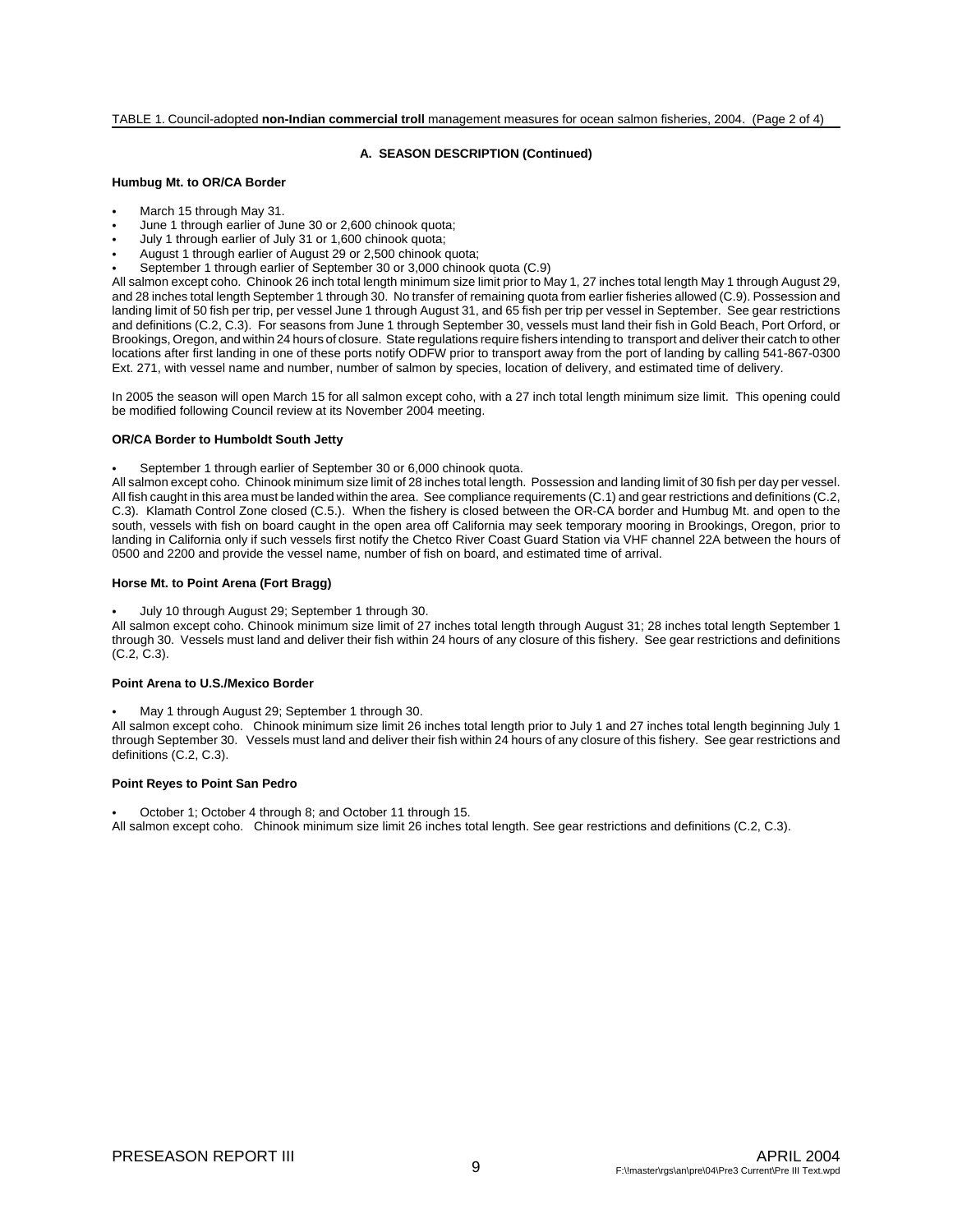TABLE 1. Council-adopted **non-Indian commercial troll** management measures for ocean salmon fisheries, 2004. (Page 2 of 4)

### A. SEASON DESCRIPTION (Continued)

**Humbug Mt. to OR/CA Border**

- March 15 through May 31.
- June 1 through earlier of June 30 or 2,600 chinook quota;
- July 1 through earlier of July 31 or 1,600 chinook quota;
- August 1 through earlier of August 29 or 2,500 chinook quota;
- September 1 through earlier of September 30 or 3,000 chinook quota (C.9)

All salmon except coho. Chinook 26 inch total length minimum size limit prior to May 1, 27 inches total length May 1 through August 29, and 28 inches total length September 1 through 30. No transfer of remaining quota from earlier fisheries allowed (C.9). Possession and landing limit of 50 fish per trip, per vessel June 1 through August 31, and 65 fish per trip per vessel in September. See gear restrictions and definitions (C.2, C.3). For seasons from June 1 through September 30, vessels must land their fish in Gold Beach, Port Orford, or Brookings, Oregon, and within 24 hours of closure. State regulations require fishers intending to transport and deliver their catch to other locations after first landing in one of these ports notify ODFW prior to transport away from the port of landing by calling 541-867-0300 Ext. 271, with vessel name and number, number of salmon by species, location of delivery, and estimated time of delivery.

In 2005 the season will open March 15 for all salmon except coho, with a 27 inch total length minimum size limit. This opening could be modified following Council review at its November 2004 meeting.

**OR/CA Border to Humboldt South Jetty**

- September 1 through earlier of September 30 or 6,000 chinook quota.

All salmon except coho. Chinook minimum size limit of 28 inches total length. Possession and landing limit of 30 fish per day per vessel. All fish caught in this area must be landed within the area. See compliance requirements (C.1) and gear restrictions and definitions (C.2, C.3). Klamath Control Zone closed (C.5.). When the fishery is closed between the OR-CA border and Humbug Mt. and open to the south, vessels with fish on board caught in the open area off California may seek temporary mooring in Brookings, Oregon, prior to landing in California only if such vessels first notify the Chetco River Coast Guard Station via VHF channel 22A between the hours of 0500 and 2200 and provide the vessel name, number of fish on board, and estimated time of arrival.

**Horse Mt. to Point Arena (Fort Bragg)**

- July 10 through August 29; September 1 through 30.

All salmon except coho. Chinook minimum size limit of 27 inches total length through August 31; 28 inches total length September 1 through 30. Vessels must land and deliver their fish within 24 hours of any closure of this fishery. See gear restrictions and definitions (C.2, C.3).

**Point Arena to U.S./Mexico Border**

- May 1 through August 29; September 1 through 30.

All salmon except coho. Chinook minimum size limit 26 inches total length prior to July 1 and 27 inches total length beginning July 1 through September 30. Vessels must land and deliver their fish within 24 hours of any closure of this fishery. See gear restrictions and definitions (C.2, C.3).

**Point Reyes to Point San Pedro**

- October 1; October 4 through 8; and October 11 through 15.

All salmon except coho. Chinook minimum size limit 26 inches total length. See gear restrictions and definitions (C.2, C.3).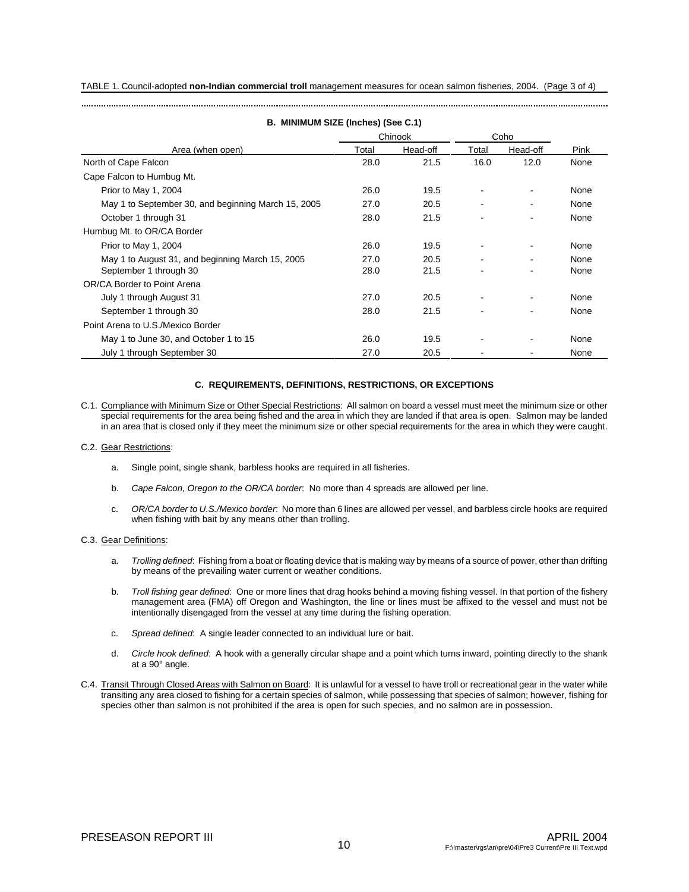TABLE 1. Council-adopted **non-Indian commercial troll** management measures for ocean salmon fisheries, 2004. (Page 3 of 4)

**B. MINIMUM SIZE (Inches) (See C.1)**

| Area (when open) | Chinook | | Coho | | Pink |
|---|---|---|---|---|---|
| | Total | Head-off | Total | Head-off | |
| North of Cape Falcon | 28.0 | 21.5 | 16.0 | 12.0 | None |
| Cape Falcon to Humbug Mt. | | | | | |
| Prior to May 1, 2004 | 26.0 | 19.5 | - | - | None |
| May 1 to September 30, and beginning March 15, 2005 | 27.0 | 20.5 | - | - | None |
| October 1 through 31 | 28.0 | 21.5 | - | - | None |
| Humbug Mt. to OR/CA Border | | | | | |
| Prior to May 1, 2004 | 26.0 | 19.5 | - | - | None |
| May 1 to August 31, and beginning March 15, 2005 | 27.0 | 20.5 | - | - | None |
| September 1 through 30 | 28.0 | 21.5 | - | - | None |
| OR/CA Border to Point Arena | | | | | |
| July 1 through August 31 | 27.0 | 20.5 | - | - | None |
| September 1 through 30 | 28.0 | 21.5 | - | - | None |
| Point Arena to U.S./Mexico Border | | | | | |
| May 1 to June 30, and October 1 to 15 | 26.0 | 19.5 | - | - | None |
| July 1 through September 30 | 27.0 | 20.5 | - | - | None |

**C. REQUIREMENTS, DEFINITIONS, RESTRICTIONS, OR EXCEPTIONS**

C.1. Compliance with Minimum Size or Other Special Restrictions: All salmon on board a vessel must meet the minimum size or other special requirements for the area being fished and the area in which they are landed if that area is open. Salmon may be landed in an area that is closed only if they meet the minimum size or other special requirements for the area in which they were caught.

C.2. Gear Restrictions:

a. Single point, single shank, barbless hooks are required in all fisheries.

b. *Cape Falcon, Oregon to the OR/CA border*: No more than 4 spreads are allowed per line.

c. *OR/CA border to U.S./Mexico border*: No more than 6 lines are allowed per vessel, and barbless circle hooks are required when fishing with bait by any means other than trolling.

C.3. Gear Definitions:

a. *Trolling defined*: Fishing from a boat or floating device that is making way by means of a source of power, other than drifting by means of the prevailing water current or weather conditions.

b. *Troll fishing gear defined*: One or more lines that drag hooks behind a moving fishing vessel. In that portion of the fishery management area (FMA) off Oregon and Washington, the line or lines must be affixed to the vessel and must not be intentionally disengaged from the vessel at any time during the fishing operation.

c. *Spread defined*: A single leader connected to an individual lure or bait.

d. *Circle hook defined*: A hook with a generally circular shape and a point which turns inward, pointing directly to the shank at a 90° angle.

C.4. Transit Through Closed Areas with Salmon on Board: It is unlawful for a vessel to have troll or recreational gear in the water while transiting any area closed to fishing for a certain species of salmon, while possessing that species of salmon; however, fishing for species other than salmon is not prohibited if the area is open for such species, and no salmon are in possession.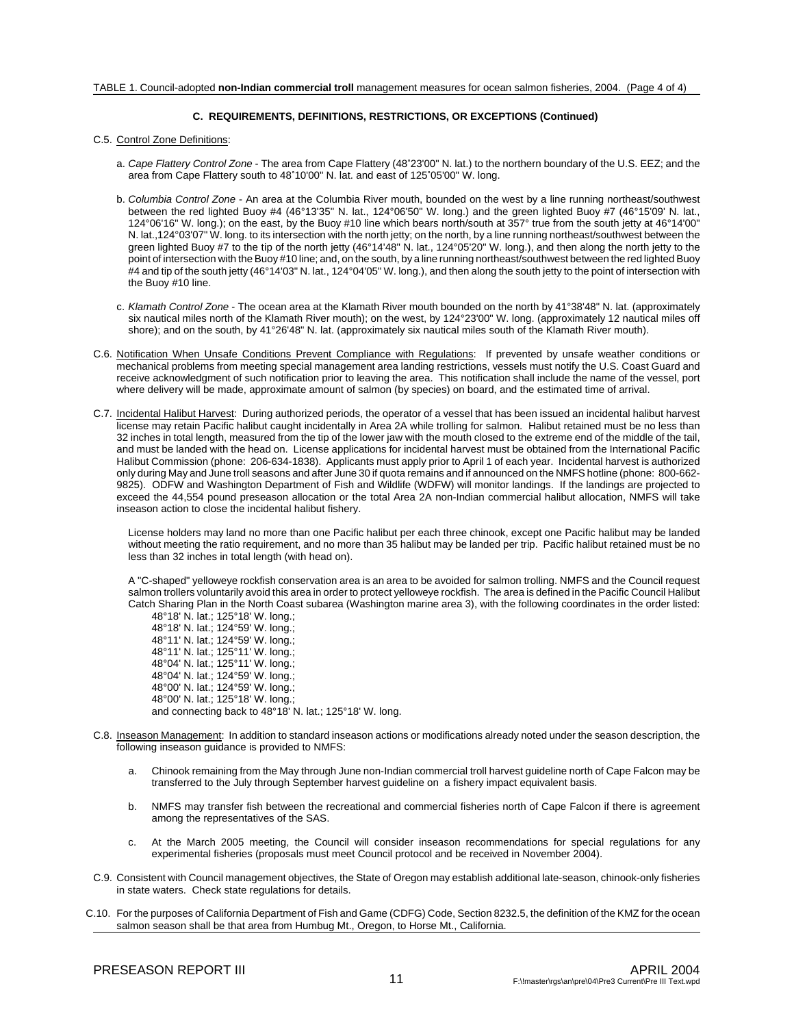TABLE 1. Council-adopted **non-Indian commercial troll** management measures for ocean salmon fisheries, 2004. (Page 4 of 4)

### C. REQUIREMENTS, DEFINITIONS, RESTRICTIONS, OR EXCEPTIONS (Continued)

C.5. Control Zone Definitions:

a. *Cape Flattery Control Zone* - The area from Cape Flattery (48˚23'00" N. lat.) to the northern boundary of the U.S. EEZ; and the area from Cape Flattery south to 48˚10'00" N. lat. and east of 125˚05'00" W. long.

b. *Columbia Control Zone* - An area at the Columbia River mouth, bounded on the west by a line running northeast/southwest between the red lighted Buoy #4 (46°13'35" N. lat., 124°06'50" W. long.) and the green lighted Buoy #7 (46°15'09' N. lat., 124°06'16" W. long.); on the east, by the Buoy #10 line which bears north/south at 357° true from the south jetty at 46°14'00" N. lat.,124°03'07" W. long. to its intersection with the north jetty; on the north, by a line running northeast/southwest between the green lighted Buoy #7 to the tip of the north jetty (46°14'48" N. lat., 124°05'20" W. long.), and then along the north jetty to the point of intersection with the Buoy #10 line; and, on the south, by a line running northeast/southwest between the red lighted Buoy #4 and tip of the south jetty (46°14'03" N. lat., 124°04'05" W. long.), and then along the south jetty to the point of intersection with the Buoy #10 line.

c. *Klamath Control Zone* - The ocean area at the Klamath River mouth bounded on the north by 41°38'48" N. lat. (approximately six nautical miles north of the Klamath River mouth); on the west, by 124°23'00" W. long. (approximately 12 nautical miles off shore); and on the south, by 41°26'48" N. lat. (approximately six nautical miles south of the Klamath River mouth).

C.6. Notification When Unsafe Conditions Prevent Compliance with Regulations: If prevented by unsafe weather conditions or mechanical problems from meeting special management area landing restrictions, vessels must notify the U.S. Coast Guard and receive acknowledgment of such notification prior to leaving the area. This notification shall include the name of the vessel, port where delivery will be made, approximate amount of salmon (by species) on board, and the estimated time of arrival.

C.7. Incidental Halibut Harvest: During authorized periods, the operator of a vessel that has been issued an incidental halibut harvest license may retain Pacific halibut caught incidentally in Area 2A while trolling for salmon. Halibut retained must be no less than 32 inches in total length, measured from the tip of the lower jaw with the mouth closed to the extreme end of the middle of the tail, and must be landed with the head on. License applications for incidental harvest must be obtained from the International Pacific Halibut Commission (phone: 206-634-1838). Applicants must apply prior to April 1 of each year. Incidental harvest is authorized only during May and June troll seasons and after June 30 if quota remains and if announced on the NMFS hotline (phone: 800-662-9825). ODFW and Washington Department of Fish and Wildlife (WDFW) will monitor landings. If the landings are projected to exceed the 44,554 pound preseason allocation or the total Area 2A non-Indian commercial halibut allocation, NMFS will take inseason action to close the incidental halibut fishery.

License holders may land no more than one Pacific halibut per each three chinook, except one Pacific halibut may be landed without meeting the ratio requirement, and no more than 35 halibut may be landed per trip. Pacific halibut retained must be no less than 32 inches in total length (with head on).

A "C-shaped" yelloweye rockfish conservation area is an area to be avoided for salmon trolling. NMFS and the Council request salmon trollers voluntarily avoid this area in order to protect yelloweye rockfish. The area is defined in the Pacific Council Halibut Catch Sharing Plan in the North Coast subarea (Washington marine area 3), with the following coordinates in the order listed:

48°18' N. lat.; 125°18' W. long.;
48°18' N. lat.; 124°59' W. long.;
48°11' N. lat.; 124°59' W. long.;
48°11' N. lat.; 125°11' W. long.;
48°04' N. lat.; 125°11' W. long.;
48°04' N. lat.; 124°59' W. long.;
48°00' N. lat.; 124°59' W. long.;
48°00' N. lat.; 125°18' W. long.;
and connecting back to 48°18' N. lat.; 125°18' W. long.

C.8. Inseason Management: In addition to standard inseason actions or modifications already noted under the season description, the following inseason guidance is provided to NMFS:

a. Chinook remaining from the May through June non-Indian commercial troll harvest guideline north of Cape Falcon may be transferred to the July through September harvest guideline on a fishery impact equivalent basis.

b. NMFS may transfer fish between the recreational and commercial fisheries north of Cape Falcon if there is agreement among the representatives of the SAS.

c. At the March 2005 meeting, the Council will consider inseason recommendations for special regulations for any experimental fisheries (proposals must meet Council protocol and be received in November 2004).

C.9. Consistent with Council management objectives, the State of Oregon may establish additional late-season, chinook-only fisheries in state waters. Check state regulations for details.

C.10. For the purposes of California Department of Fish and Game (CDFG) Code, Section 8232.5, the definition of the KMZ for the ocean salmon season shall be that area from Humbug Mt., Oregon, to Horse Mt., California.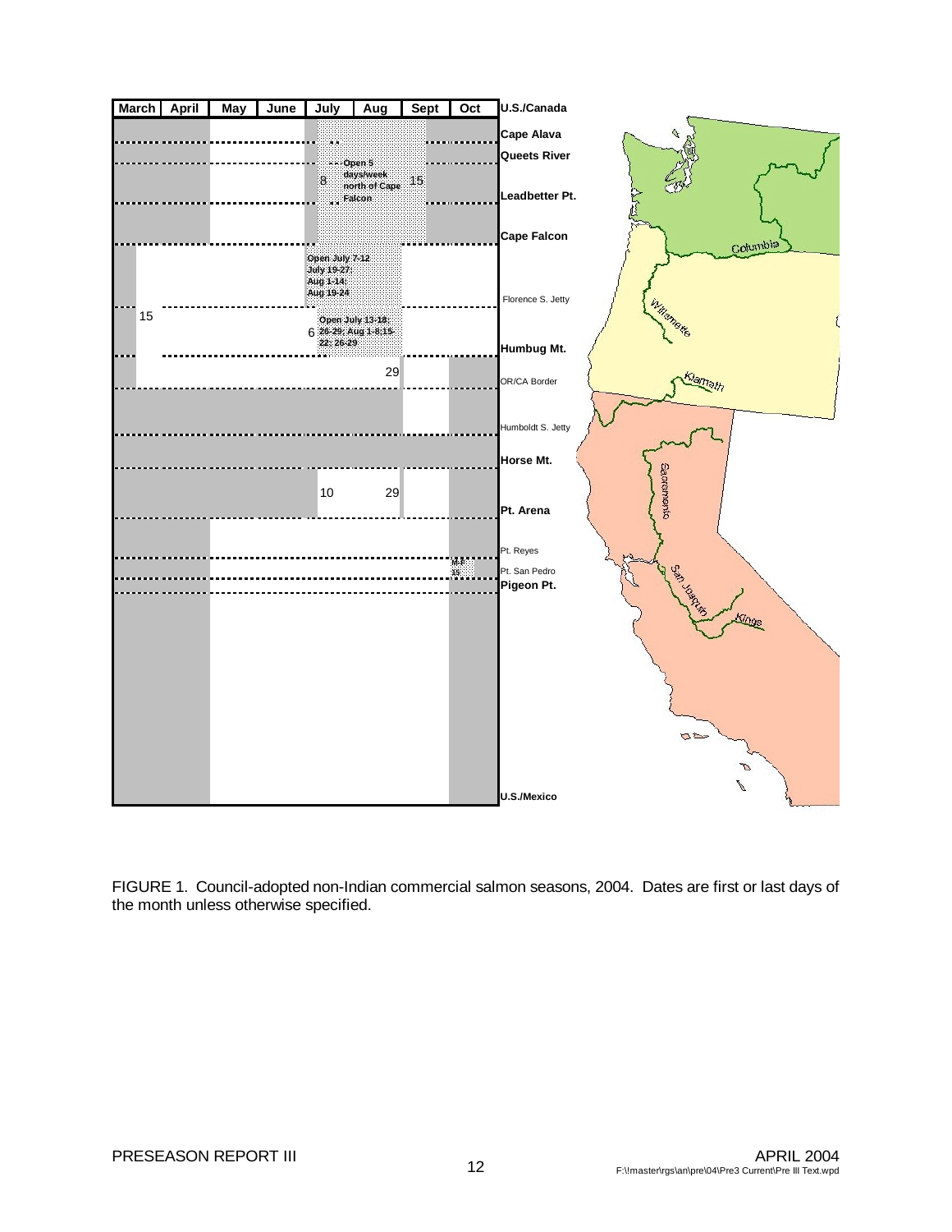| March | April | May | June | July | Aug | Sept | Oct | |
|---|---|---|---|---|---|---|---|---|
| | | | | | | | | U.S./Canada |
| | | | | | | | | Cape Alava |
| | | | | | | | | Queets River |
| | | | | 8 | Open 5 days/week north of Cape Falcon | 15 | | |
| | | | | | | | | Leadbetter Pt. |
| | | | | | | | | Cape Falcon |
| | | | | Open July 7-12 July 19-27; Aug 1-14; Aug 19-24 | | | | |
| | | | | | | | | Florence S. Jetty |
| 15 | | | | 6 Open July 13-18; 26-29; Aug 1-8;15-22; 26-29 | | | | |
| | | | | | | | | Humbug Mt. |
| | | | | | 29 | | | |
| | | | | | | | | OR/CA Border |
| | | | | | | | | Humboldt S. Jetty |
| | | | | | | | | Horse Mt. |
| | | | | 10 | 29 | | | |
| | | | | | | | | Pt. Arena |
| | | | | | | | | Pt. Reyes |
| | | | | | | | M-F 15 | Pt. San Pedro |
| | | | | | | | | Pigeon Pt. |
| | | | | | | | | U.S./Mexico |

FIGURE 1. Council-adopted non-Indian commercial salmon seasons, 2004. Dates are first or last days of the month unless otherwise specified.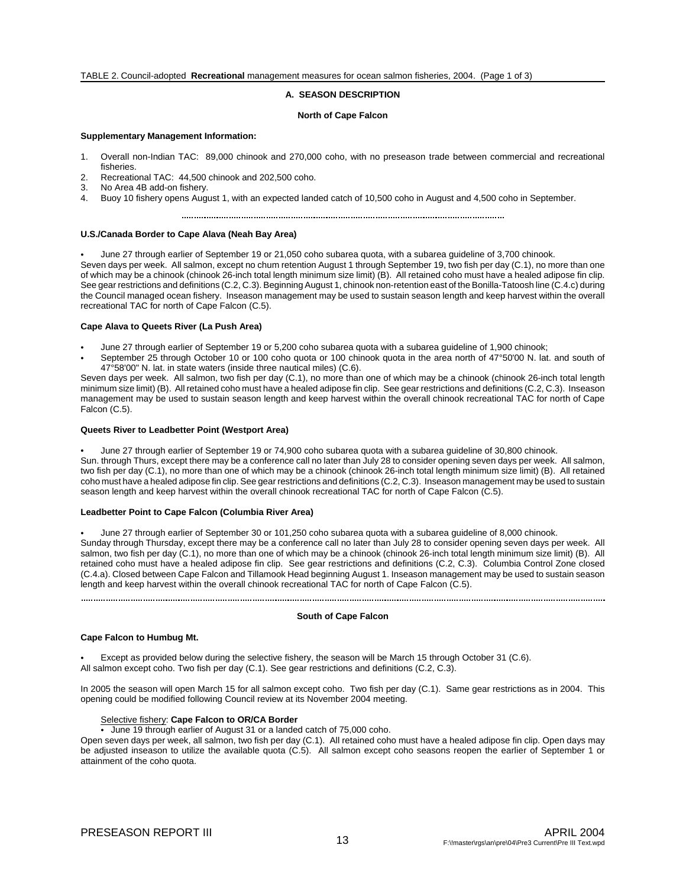TABLE 2. Council-adopted **Recreational** management measures for ocean salmon fisheries, 2004. (Page 1 of 3)

## A. SEASON DESCRIPTION

### North of Cape Falcon

**Supplementary Management Information:**

1. Overall non-Indian TAC: 89,000 chinook and 270,000 coho, with no preseason trade between commercial and recreational fisheries.
2. Recreational TAC: 44,500 chinook and 202,500 coho.
3. No Area 4B add-on fishery.
4. Buoy 10 fishery opens August 1, with an expected landed catch of 10,500 coho in August and 4,500 coho in September.

**U.S./Canada Border to Cape Alava (Neah Bay Area)**

- June 27 through earlier of September 19 or 21,050 coho subarea quota, with a subarea guideline of 3,700 chinook.

Seven days per week. All salmon, except no chum retention August 1 through September 19, two fish per day (C.1), no more than one of which may be a chinook (chinook 26-inch total length minimum size limit) (B). All retained coho must have a healed adipose fin clip. See gear restrictions and definitions (C.2, C.3). Beginning August 1, chinook non-retention east of the Bonilla-Tatoosh line (C.4.c) during the Council managed ocean fishery. Inseason management may be used to sustain season length and keep harvest within the overall recreational TAC for north of Cape Falcon (C.5).

**Cape Alava to Queets River (La Push Area)**

- June 27 through earlier of September 19 or 5,200 coho subarea quota with a subarea guideline of 1,900 chinook;
- September 25 through October 10 or 100 coho quota or 100 chinook quota in the area north of 47°50'00 N. lat. and south of 47°58'00" N. lat. in state waters (inside three nautical miles) (C.6).

Seven days per week. All salmon, two fish per day (C.1), no more than one of which may be a chinook (chinook 26-inch total length minimum size limit) (B). All retained coho must have a healed adipose fin clip. See gear restrictions and definitions (C.2, C.3). Inseason management may be used to sustain season length and keep harvest within the overall chinook recreational TAC for north of Cape Falcon (C.5).

**Queets River to Leadbetter Point (Westport Area)**

- June 27 through earlier of September 19 or 74,900 coho subarea quota with a subarea guideline of 30,800 chinook.

Sun. through Thurs, except there may be a conference call no later than July 28 to consider opening seven days per week. All salmon, two fish per day (C.1), no more than one of which may be a chinook (chinook 26-inch total length minimum size limit) (B). All retained coho must have a healed adipose fin clip. See gear restrictions and definitions (C.2, C.3). Inseason management may be used to sustain season length and keep harvest within the overall chinook recreational TAC for north of Cape Falcon (C.5).

**Leadbetter Point to Cape Falcon (Columbia River Area)**

- June 27 through earlier of September 30 or 101,250 coho subarea quota with a subarea guideline of 8,000 chinook.

Sunday through Thursday, except there may be a conference call no later than July 28 to consider opening seven days per week. All salmon, two fish per day (C.1), no more than one of which may be a chinook (chinook 26-inch total length minimum size limit) (B). All retained coho must have a healed adipose fin clip. See gear restrictions and definitions (C.2, C.3). Columbia Control Zone closed (C.4.a). Closed between Cape Falcon and Tillamook Head beginning August 1. Inseason management may be used to sustain season length and keep harvest within the overall chinook recreational TAC for north of Cape Falcon (C.5).

### South of Cape Falcon

**Cape Falcon to Humbug Mt.**

- Except as provided below during the selective fishery, the season will be March 15 through October 31 (C.6).

All salmon except coho. Two fish per day (C.1). See gear restrictions and definitions (C.2, C.3).

In 2005 the season will open March 15 for all salmon except coho. Two fish per day (C.1). Same gear restrictions as in 2004. This opening could be modified following Council review at its November 2004 meeting.

Selective fishery: **Cape Falcon to OR/CA Border**

- June 19 through earlier of August 31 or a landed catch of 75,000 coho.

Open seven days per week, all salmon, two fish per day (C.1). All retained coho must have a healed adipose fin clip. Open days may be adjusted inseason to utilize the available quota (C.5). All salmon except coho seasons reopen the earlier of September 1 or attainment of the coho quota.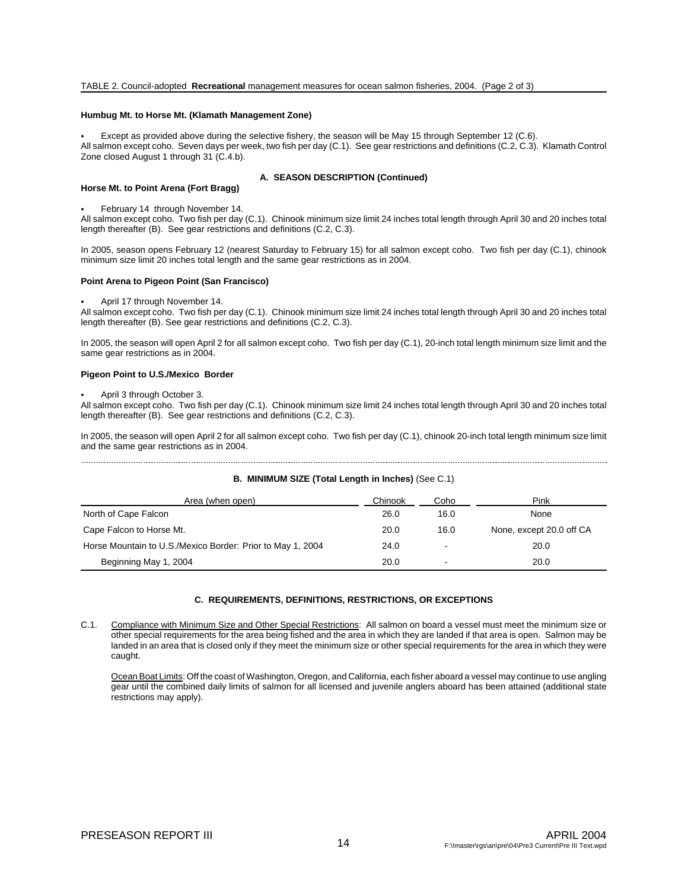TABLE 2. Council-adopted **Recreational** management measures for ocean salmon fisheries, 2004. (Page 2 of 3)

**Humbug Mt. to Horse Mt. (Klamath Management Zone)**

- Except as provided above during the selective fishery, the season will be May 15 through September 12 (C.6).

All salmon except coho. Seven days per week, two fish per day (C.1). See gear restrictions and definitions (C.2, C.3). Klamath Control Zone closed August 1 through 31 (C.4.b).

**A. SEASON DESCRIPTION (Continued)**

**Horse Mt. to Point Arena (Fort Bragg)**

- February 14 through November 14.

All salmon except coho. Two fish per day (C.1). Chinook minimum size limit 24 inches total length through April 30 and 20 inches total length thereafter (B). See gear restrictions and definitions (C.2, C.3).

In 2005, season opens February 12 (nearest Saturday to February 15) for all salmon except coho. Two fish per day (C.1), chinook minimum size limit 20 inches total length and the same gear restrictions as in 2004.

**Point Arena to Pigeon Point (San Francisco)**

- April 17 through November 14.

All salmon except coho. Two fish per day (C.1). Chinook minimum size limit 24 inches total length through April 30 and 20 inches total length thereafter (B). See gear restrictions and definitions (C.2, C.3).

In 2005, the season will open April 2 for all salmon except coho. Two fish per day (C.1), 20-inch total length minimum size limit and the same gear restrictions as in 2004.

**Pigeon Point to U.S./Mexico Border**

- April 3 through October 3.

All salmon except coho. Two fish per day (C.1). Chinook minimum size limit 24 inches total length through April 30 and 20 inches total length thereafter (B). See gear restrictions and definitions (C.2, C.3).

In 2005, the season will open April 2 for all salmon except coho. Two fish per day (C.1), chinook 20-inch total length minimum size limit and the same gear restrictions as in 2004.

**B. MINIMUM SIZE (Total Length in Inches)** (See C.1)

| Area (when open) | Chinook | Coho | Pink |
|---|---|---|---|
| North of Cape Falcon | 26.0 | 16.0 | None |
| Cape Falcon to Horse Mt. | 20.0 | 16.0 | None, except 20.0 off CA |
| Horse Mountain to U.S./Mexico Border: Prior to May 1, 2004 | 24.0 | - | 20.0 |
| Beginning May 1, 2004 | 20.0 | - | 20.0 |

**C. REQUIREMENTS, DEFINITIONS, RESTRICTIONS, OR EXCEPTIONS**

C.1. Compliance with Minimum Size and Other Special Restrictions: All salmon on board a vessel must meet the minimum size or other special requirements for the area being fished and the area in which they are landed if that area is open. Salmon may be landed in an area that is closed only if they meet the minimum size or other special requirements for the area in which they were caught.

Ocean Boat Limits: Off the coast of Washington, Oregon, and California, each fisher aboard a vessel may continue to use angling gear until the combined daily limits of salmon for all licensed and juvenile anglers aboard has been attained (additional state restrictions may apply).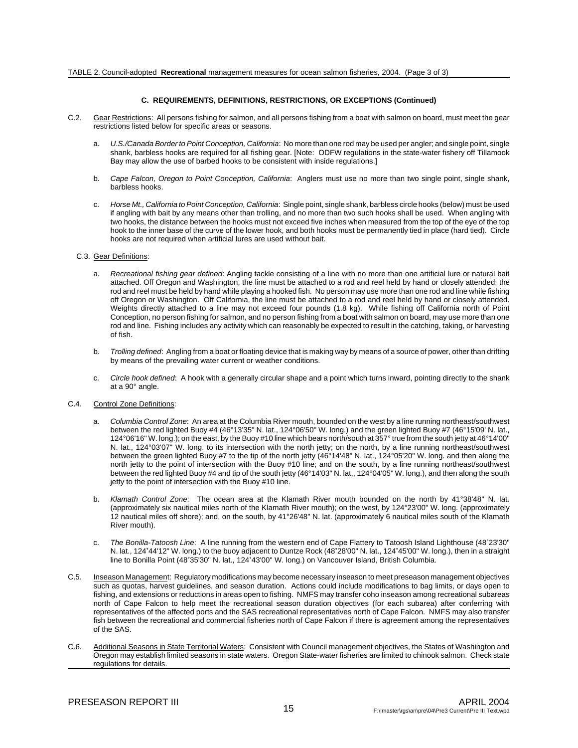TABLE 2. Council-adopted **Recreational** management measures for ocean salmon fisheries, 2004. (Page 3 of 3)

**C. REQUIREMENTS, DEFINITIONS, RESTRICTIONS, OR EXCEPTIONS (Continued)**

C.2. Gear Restrictions: All persons fishing for salmon, and all persons fishing from a boat with salmon on board, must meet the gear restrictions listed below for specific areas or seasons.

a. *U.S./Canada Border to Point Conception, California*: No more than one rod may be used per angler; and single point, single shank, barbless hooks are required for all fishing gear. [Note: ODFW regulations in the state-water fishery off Tillamook Bay may allow the use of barbed hooks to be consistent with inside regulations.]

b. *Cape Falcon, Oregon to Point Conception, California*: Anglers must use no more than two single point, single shank, barbless hooks.

c. *Horse Mt., California to Point Conception, California*: Single point, single shank, barbless circle hooks (below) must be used if angling with bait by any means other than trolling, and no more than two such hooks shall be used. When angling with two hooks, the distance between the hooks must not exceed five inches when measured from the top of the eye of the top hook to the inner base of the curve of the lower hook, and both hooks must be permanently tied in place (hard tied). Circle hooks are not required when artificial lures are used without bait.

C.3. Gear Definitions:

a. *Recreational fishing gear defined*: Angling tackle consisting of a line with no more than one artificial lure or natural bait attached. Off Oregon and Washington, the line must be attached to a rod and reel held by hand or closely attended; the rod and reel must be held by hand while playing a hooked fish. No person may use more than one rod and line while fishing off Oregon or Washington. Off California, the line must be attached to a rod and reel held by hand or closely attended. Weights directly attached to a line may not exceed four pounds (1.8 kg). While fishing off California north of Point Conception, no person fishing for salmon, and no person fishing from a boat with salmon on board, may use more than one rod and line. Fishing includes any activity which can reasonably be expected to result in the catching, taking, or harvesting of fish.

b. *Trolling defined*: Angling from a boat or floating device that is making way by means of a source of power, other than drifting by means of the prevailing water current or weather conditions.

c. *Circle hook defined*: A hook with a generally circular shape and a point which turns inward, pointing directly to the shank at a 90° angle.

C.4. Control Zone Definitions:

a. *Columbia Control Zone*: An area at the Columbia River mouth, bounded on the west by a line running northeast/southwest between the red lighted Buoy #4 (46°13'35" N. lat., 124°06'50" W. long.) and the green lighted Buoy #7 (46°15'09' N. lat., 124°06'16" W. long.); on the east, by the Buoy #10 line which bears north/south at 357° true from the south jetty at 46°14'00" N. lat., 124°03'07" W. long. to its intersection with the north jetty; on the north, by a line running northeast/southwest between the green lighted Buoy #7 to the tip of the north jetty (46°14'48" N. lat., 124°05'20" W. long. and then along the north jetty to the point of intersection with the Buoy #10 line; and on the south, by a line running northeast/southwest between the red lighted Buoy #4 and tip of the south jetty (46°14'03" N. lat., 124°04'05" W. long.), and then along the south jetty to the point of intersection with the Buoy #10 line.

b. *Klamath Control Zone*: The ocean area at the Klamath River mouth bounded on the north by 41°38'48" N. lat. (approximately six nautical miles north of the Klamath River mouth); on the west, by 124°23'00" W. long. (approximately 12 nautical miles off shore); and, on the south, by 41°26'48" N. lat. (approximately 6 nautical miles south of the Klamath River mouth).

c. *The Bonilla-Tatoosh Line*: A line running from the western end of Cape Flattery to Tatoosh Island Lighthouse (48˚23'30" N. lat., 124˚44'12" W. long.) to the buoy adjacent to Duntze Rock (48˚28'00" N. lat., 124˚45'00" W. long.), then in a straight line to Bonilla Point (48˚35'30" N. lat., 124˚43'00" W. long.) on Vancouver Island, British Columbia.

C.5. Inseason Management: Regulatory modifications may become necessary inseason to meet preseason management objectives such as quotas, harvest guidelines, and season duration. Actions could include modifications to bag limits, or days open to fishing, and extensions or reductions in areas open to fishing. NMFS may transfer coho inseason among recreational subareas north of Cape Falcon to help meet the recreational season duration objectives (for each subarea) after conferring with representatives of the affected ports and the SAS recreational representatives north of Cape Falcon. NMFS may also transfer fish between the recreational and commercial fisheries north of Cape Falcon if there is agreement among the representatives of the SAS.

C.6. Additional Seasons in State Territorial Waters: Consistent with Council management objectives, the States of Washington and Oregon may establish limited seasons in state waters. Oregon State-water fisheries are limited to chinook salmon. Check state regulations for details.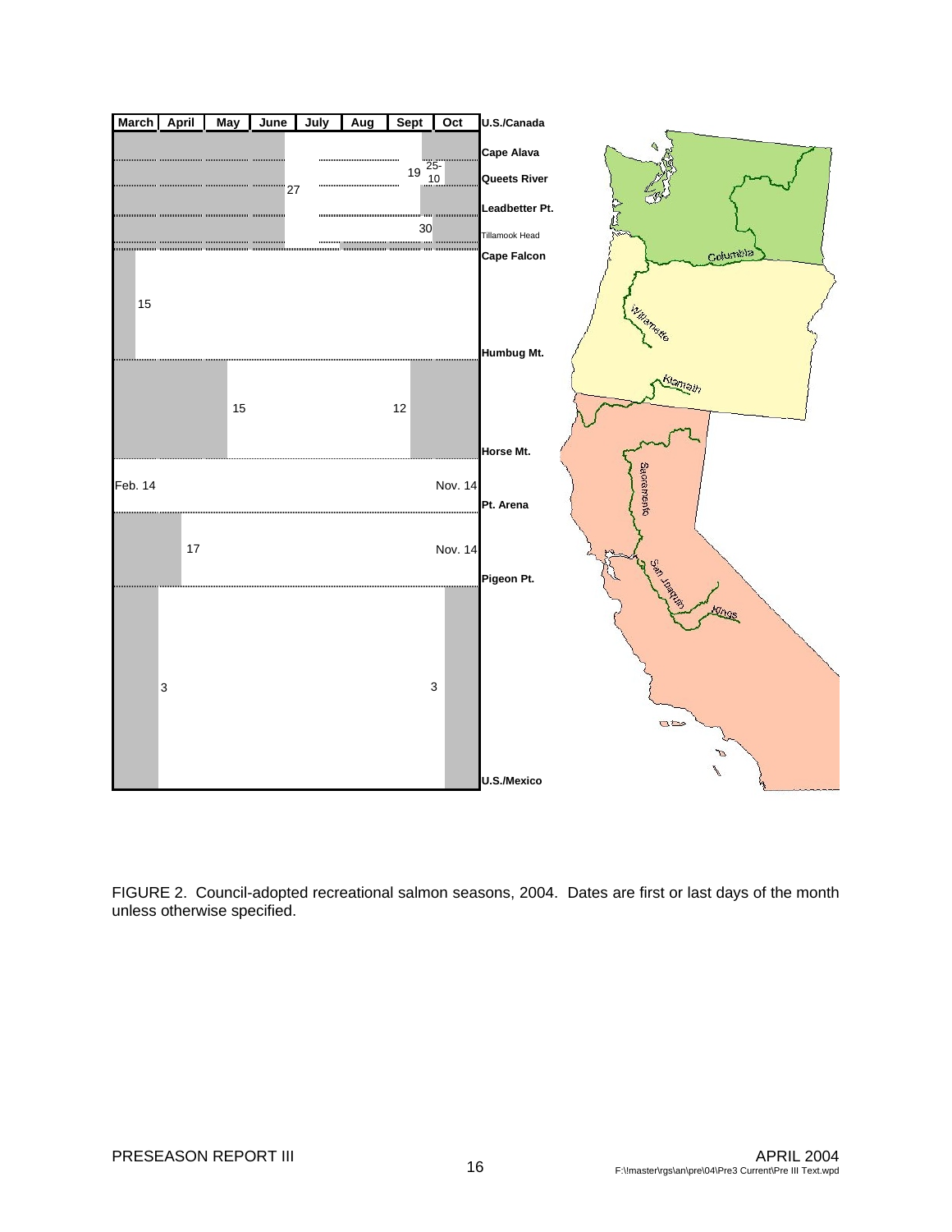| March | April | May | June | July | Aug | Sept | Oct | U.S./Canada |
|---|---|---|---|---|---|---|---|---|
| | | | | | | | | Cape Alava |
| | | | | 27 | | 19 | 25-10 | Queets River |
| | | | | | | | | Leadbetter Pt. |
| | | | | | | | 30 | Tillamook Head |
| | | | | | | | | Cape Falcon |
| 15 | | | | | | | | |
| | | | | | | | | Humbug Mt. |
| | | 15 | | | | 12 | | |
| | | | | | | | | Horse Mt. |
| Feb. 14 | | | | | | | Nov. 14 | |
| | | | | | | | | Pt. Arena |
| | 17 | | | | | | Nov. 14 | |
| | | | | | | | | Pigeon Pt. |
| 3 | | | | | | | 3 | |
| | | | | | | | | U.S./Mexico |

Columbia

Willamette

Klamath

Sacramento

San Joaquin

Kings

FIGURE 2. Council-adopted recreational salmon seasons, 2004. Dates are first or last days of the month unless otherwise specified.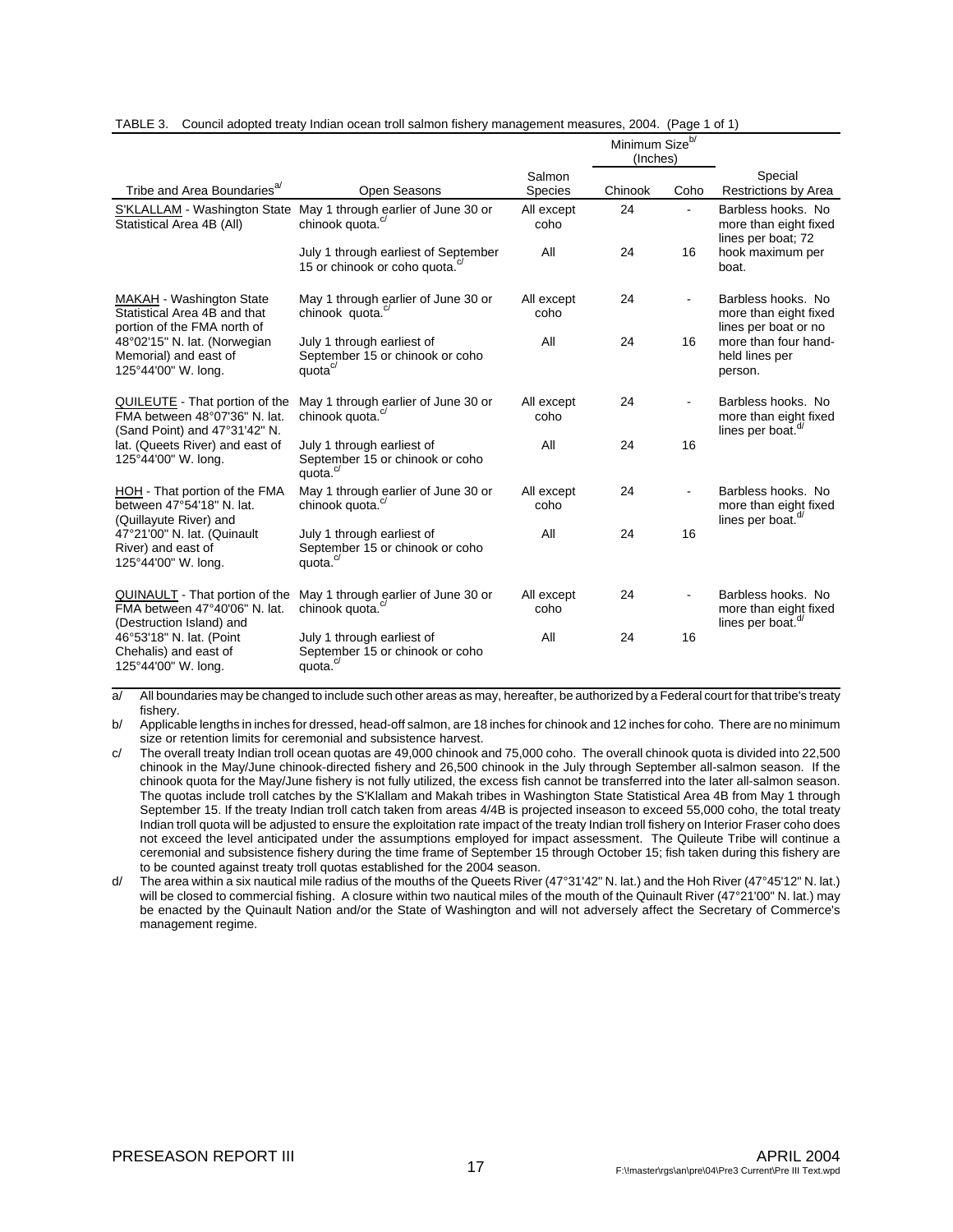TABLE 3. Council adopted treaty Indian ocean troll salmon fishery management measures, 2004. (Page 1 of 1)

| Tribe and Area Boundaries[a/] | Open Seasons | Salmon Species | Minimum Size[b/] (Inches) Chinook | Coho | Special Restrictions by Area |
|---|---|---|---|---|---|
| S'KLALLAM - Washington State Statistical Area 4B (All) | May 1 through earlier of June 30 or chinook quota.[c/] | All except coho | 24 | - | Barbless hooks. No more than eight fixed lines per boat; 72 hook maximum per boat. |
| | July 1 through earliest of September 15 or chinook or coho quota.[c/] | All | 24 | 16 | |
| MAKAH - Washington State Statistical Area 4B and that portion of the FMA north of 48°02'15" N. lat. (Norwegian Memorial) and east of 125°44'00" W. long. | May 1 through earlier of June 30 or chinook quota.[c/] | All except coho | 24 | - | Barbless hooks. No more than eight fixed lines per boat or no more than four hand-held lines per person. |
| | July 1 through earliest of September 15 or chinook or coho quota[c/] | All | 24 | 16 | |
| QUILEUTE - That portion of the FMA between 48°07'36" N. lat. (Sand Point) and 47°31'42" N. lat. (Queets River) and east of 125°44'00" W. long. | May 1 through earlier of June 30 or chinook quota.[c/] | All except coho | 24 | - | Barbless hooks. No more than eight fixed lines per boat.[d/] |
| | July 1 through earliest of September 15 or chinook or coho quota.[c/] | All | 24 | 16 | |
| HOH - That portion of the FMA between 47°54'18" N. lat. (Quillayute River) and 47°21'00" N. lat. (Quinault River) and east of 125°44'00" W. long. | May 1 through earlier of June 30 or chinook quota.[c/] | All except coho | 24 | - | Barbless hooks. No more than eight fixed lines per boat.[d/] |
| | July 1 through earliest of September 15 or chinook or coho quota.[c/] | All | 24 | 16 | |
| QUINAULT - That portion of the FMA between 47°40'06" N. lat. (Destruction Island) and 46°53'18" N. lat. (Point Chehalis) and east of 125°44'00" W. long. | May 1 through earlier of June 30 or chinook quota.[c/] | All except coho | 24 | - | Barbless hooks. No more than eight fixed lines per boat.[d/] |
| | July 1 through earliest of September 15 or chinook or coho quota.[c/] | All | 24 | 16 | |

a/ All boundaries may be changed to include such other areas as may, hereafter, be authorized by a Federal court for that tribe's treaty fishery.

b/ Applicable lengths in inches for dressed, head-off salmon, are 18 inches for chinook and 12 inches for coho. There are no minimum size or retention limits for ceremonial and subsistence harvest.

c/ The overall treaty Indian troll ocean quotas are 49,000 chinook and 75,000 coho. The overall chinook quota is divided into 22,500 chinook in the May/June chinook-directed fishery and 26,500 chinook in the July through September all-salmon season. If the chinook quota for the May/June fishery is not fully utilized, the excess fish cannot be transferred into the later all-salmon season. The quotas include troll catches by the S'Klallam and Makah tribes in Washington State Statistical Area 4B from May 1 through September 15. If the treaty Indian troll catch taken from areas 4/4B is projected inseason to exceed 55,000 coho, the total treaty Indian troll quota will be adjusted to ensure the exploitation rate impact of the treaty Indian troll fishery on Interior Fraser coho does not exceed the level anticipated under the assumptions employed for impact assessment. The Quileute Tribe will continue a ceremonial and subsistence fishery during the time frame of September 15 through October 15; fish taken during this fishery are to be counted against treaty troll quotas established for the 2004 season.

d/ The area within a six nautical mile radius of the mouths of the Queets River (47°31'42" N. lat.) and the Hoh River (47°45'12" N. lat.) will be closed to commercial fishing. A closure within two nautical miles of the mouth of the Quinault River (47°21'00" N. lat.) may be enacted by the Quinault Nation and/or the State of Washington and will not adversely affect the Secretary of Commerce's management regime.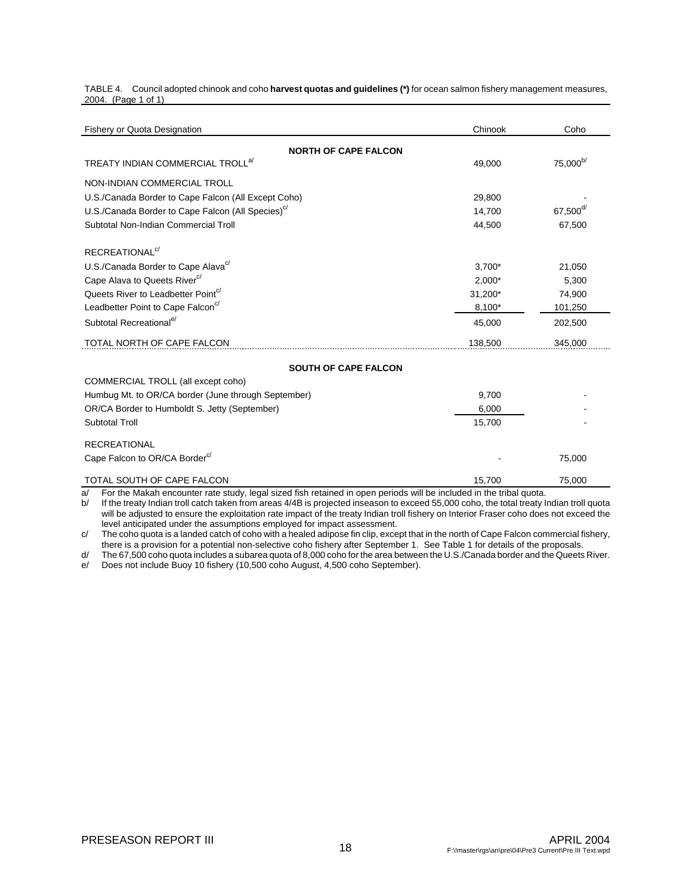TABLE 4. Council adopted chinook and coho **harvest quotas and guidelines (*)** for ocean salmon fishery management measures, 2004. (Page 1 of 1)

| Fishery or Quota Designation | Chinook | Coho |
|---|---|---|
| **NORTH OF CAPE FALCON** | | |
| TREATY INDIAN COMMERCIAL TROLL[a] | 49,000 | 75,000[b] |
| NON-INDIAN COMMERCIAL TROLL | | |
| U.S./Canada Border to Cape Falcon (All Except Coho) | 29,800 | - |
| U.S./Canada Border to Cape Falcon (All Species)[c] | 14,700 | 67,500[d] |
| Subtotal Non-Indian Commercial Troll | 44,500 | 67,500 |
| RECREATIONAL[c] | | |
| U.S./Canada Border to Cape Alava[c] | 3,700* | 21,050 |
| Cape Alava to Queets River[c] | 2,000* | 5,300 |
| Queets River to Leadbetter Point[c] | 31,200* | 74,900 |
| Leadbetter Point to Cape Falcon[c] | 8,100* | 101,250 |
| Subtotal Recreational[e] | 45,000 | 202,500 |
| TOTAL NORTH OF CAPE FALCON | 138,500 | 345,000 |
| **SOUTH OF CAPE FALCON** | | |
| COMMERCIAL TROLL (all except coho) | | |
| Humbug Mt. to OR/CA border (June through September) | 9,700 | - |
| OR/CA Border to Humboldt S. Jetty (September) | 6,000 | - |
| Subtotal Troll | 15,700 | - |
| RECREATIONAL | | |
| Cape Falcon to OR/CA Border[c] | - | 75,000 |
| TOTAL SOUTH OF CAPE FALCON | 15,700 | 75,000 |

a/ For the Makah encounter rate study, legal sized fish retained in open periods will be included in the tribal quota.

b/ If the treaty Indian troll catch taken from areas 4/4B is projected inseason to exceed 55,000 coho, the total treaty Indian troll quota will be adjusted to ensure the exploitation rate impact of the treaty Indian troll fishery on Interior Fraser coho does not exceed the level anticipated under the assumptions employed for impact assessment.

c/ The coho quota is a landed catch of coho with a healed adipose fin clip, except that in the north of Cape Falcon commercial fishery, there is a provision for a potential non-selective coho fishery after September 1. See Table 1 for details of the proposals.

d/ The 67,500 coho quota includes a subarea quota of 8,000 coho for the area between the U.S./Canada border and the Queets River.

e/ Does not include Buoy 10 fishery (10,500 coho August, 4,500 coho September).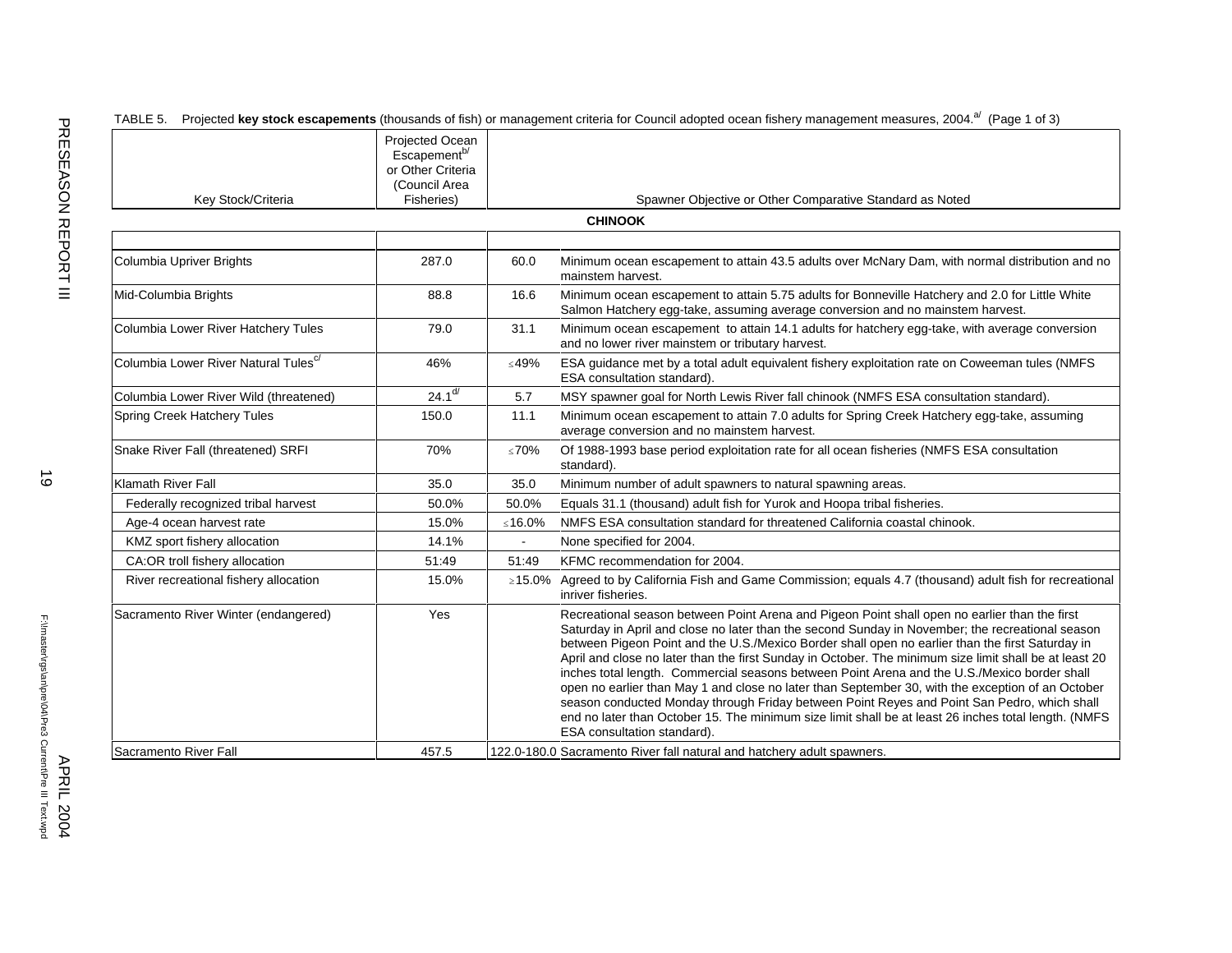TABLE 5. Projected **key stock escapements** (thousands of fish) or management criteria for Council adopted ocean fishery management measures, 2004.[a/] (Page 1 of 3)

| Key Stock/Criteria | Projected Ocean Escapement[b/] or Other Criteria (Council Area Fisheries) | Spawner Objective or Other Comparative Standard as Noted | |
|---|---|---|---|
| **CHINOOK** | | | |
| Columbia Upriver Brights | 287.0 | 60.0 | Minimum ocean escapement to attain 43.5 adults over McNary Dam, with normal distribution and no mainstem harvest. |
| Mid-Columbia Brights | 88.8 | 16.6 | Minimum ocean escapement to attain 5.75 adults for Bonneville Hatchery and 2.0 for Little White Salmon Hatchery egg-take, assuming average conversion and no mainstem harvest. |
| Columbia Lower River Hatchery Tules | 79.0 | 31.1 | Minimum ocean escapement to attain 14.1 adults for hatchery egg-take, with average conversion and no lower river mainstem or tributary harvest. |
| Columbia Lower River Natural Tules[c/] | 46% | ≤49% | ESA guidance met by a total adult equivalent fishery exploitation rate on Coweeman tules (NMFS ESA consultation standard). |
| Columbia Lower River Wild (threatened) | 24.1[d/] | 5.7 | MSY spawner goal for North Lewis River fall chinook (NMFS ESA consultation standard). |
| Spring Creek Hatchery Tules | 150.0 | 11.1 | Minimum ocean escapement to attain 7.0 adults for Spring Creek Hatchery egg-take, assuming average conversion and no mainstem harvest. |
| Snake River Fall (threatened) SRFI | 70% | ≤70% | Of 1988-1993 base period exploitation rate for all ocean fisheries (NMFS ESA consultation standard). |
| Klamath River Fall | 35.0 | 35.0 | Minimum number of adult spawners to natural spawning areas. |
| Federally recognized tribal harvest | 50.0% | 50.0% | Equals 31.1 (thousand) adult fish for Yurok and Hoopa tribal fisheries. |
| Age-4 ocean harvest rate | 15.0% | ≤16.0% | NMFS ESA consultation standard for threatened California coastal chinook. |
| KMZ sport fishery allocation | 14.1% | - | None specified for 2004. |
| CA:OR troll fishery allocation | 51:49 | 51:49 | KFMC recommendation for 2004. |
| River recreational fishery allocation | 15.0% | ≥15.0% | Agreed to by California Fish and Game Commission; equals 4.7 (thousand) adult fish for recreational inriver fisheries. |
| Sacramento River Winter (endangered) | Yes | | Recreational season between Point Arena and Pigeon Point shall open no earlier than the first Saturday in April and close no later than the second Sunday in November; the recreational season between Pigeon Point and the U.S./Mexico Border shall open no earlier than the first Saturday in April and close no later than the first Sunday in October. The minimum size limit shall be at least 20 inches total length. Commercial seasons between Point Arena and the U.S./Mexico border shall open no earlier than May 1 and close no later than September 30, with the exception of an October season conducted Monday through Friday between Point Reyes and Point San Pedro, which shall end no later than October 15. The minimum size limit shall be at least 26 inches total length. (NMFS ESA consultation standard). |
| Sacramento River Fall | 457.5 | 122.0-180.0 | Sacramento River fall natural and hatchery adult spawners. |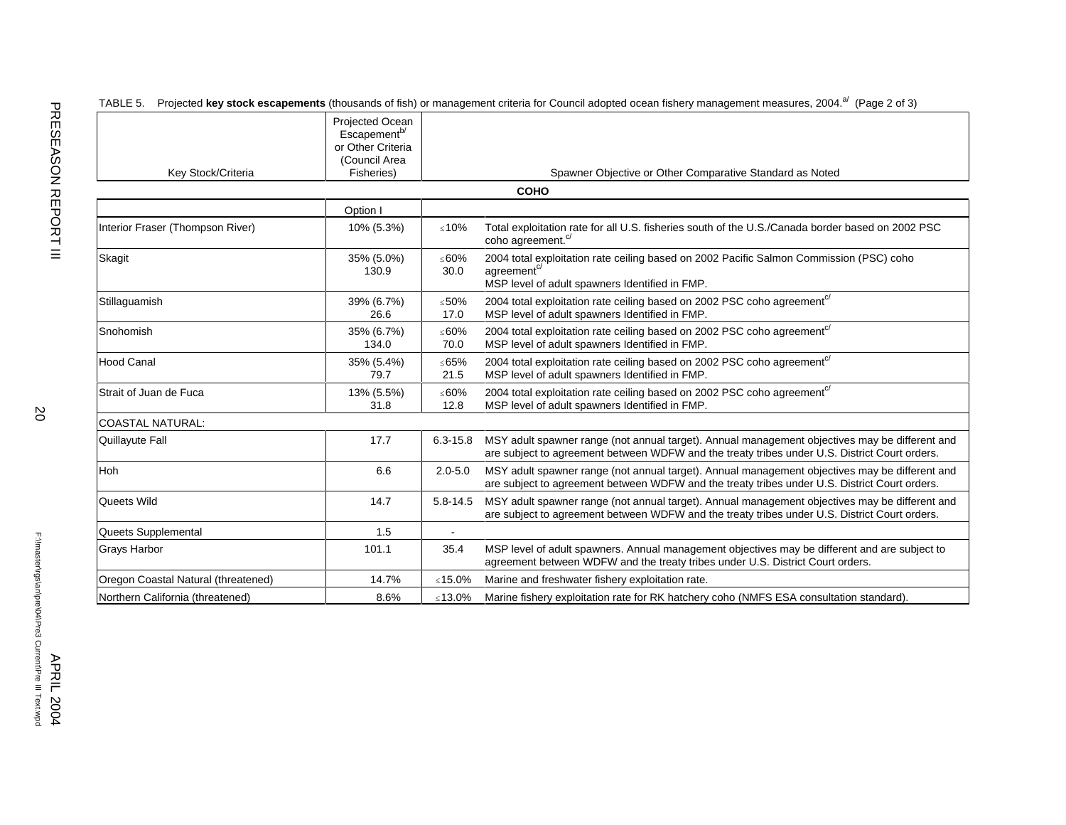TABLE 5. Projected **key stock escapements** (thousands of fish) or management criteria for Council adopted ocean fishery management measures, 2004.[a/] (Page 2 of 3)

| Key Stock/Criteria | Projected Ocean Escapement[b/] or Other Criteria (Council Area Fisheries) | Spawner Objective or Other Comparative Standard as Noted | |
|---|---|---|---|
| **COHO** | | | |
| | Option I | | |
| Interior Fraser (Thompson River) | 10% (5.3%) | ≤10% | Total exploitation rate for all U.S. fisheries south of the U.S./Canada border based on 2002 PSC coho agreement.[c/] |
| Skagit | 35% (5.0%)<br>130.9 | ≤60%<br>30.0 | 2004 total exploitation rate ceiling based on 2002 Pacific Salmon Commission (PSC) coho agreement[c/]<br>MSP level of adult spawners Identified in FMP. |
| Stillaguamish | 39% (6.7%)<br>26.6 | ≤50%<br>17.0 | 2004 total exploitation rate ceiling based on 2002 PSC coho agreement[c/]<br>MSP level of adult spawners Identified in FMP. |
| Snohomish | 35% (6.7%)<br>134.0 | ≤60%<br>70.0 | 2004 total exploitation rate ceiling based on 2002 PSC coho agreement[c/]<br>MSP level of adult spawners Identified in FMP. |
| Hood Canal | 35% (5.4%)<br>79.7 | ≤65%<br>21.5 | 2004 total exploitation rate ceiling based on 2002 PSC coho agreement[c/]<br>MSP level of adult spawners Identified in FMP. |
| Strait of Juan de Fuca | 13% (5.5%)<br>31.8 | ≤60%<br>12.8 | 2004 total exploitation rate ceiling based on 2002 PSC coho agreement[c/]<br>MSP level of adult spawners Identified in FMP. |
| COASTAL NATURAL: | | | |
| Quillayute Fall | 17.7 | 6.3-15.8 | MSY adult spawner range (not annual target). Annual management objectives may be different and are subject to agreement between WDFW and the treaty tribes under U.S. District Court orders. |
| Hoh | 6.6 | 2.0-5.0 | MSY adult spawner range (not annual target). Annual management objectives may be different and are subject to agreement between WDFW and the treaty tribes under U.S. District Court orders. |
| Queets Wild | 14.7 | 5.8-14.5 | MSY adult spawner range (not annual target). Annual management objectives may be different and are subject to agreement between WDFW and the treaty tribes under U.S. District Court orders. |
| Queets Supplemental | 1.5 | - | |
| Grays Harbor | 101.1 | 35.4 | MSP level of adult spawners. Annual management objectives may be different and are subject to agreement between WDFW and the treaty tribes under U.S. District Court orders. |
| Oregon Coastal Natural (threatened) | 14.7% | ≤15.0% | Marine and freshwater fishery exploitation rate. |
| Northern California (threatened) | 8.6% | ≤13.0% | Marine fishery exploitation rate for RK hatchery coho (NMFS ESA consultation standard). |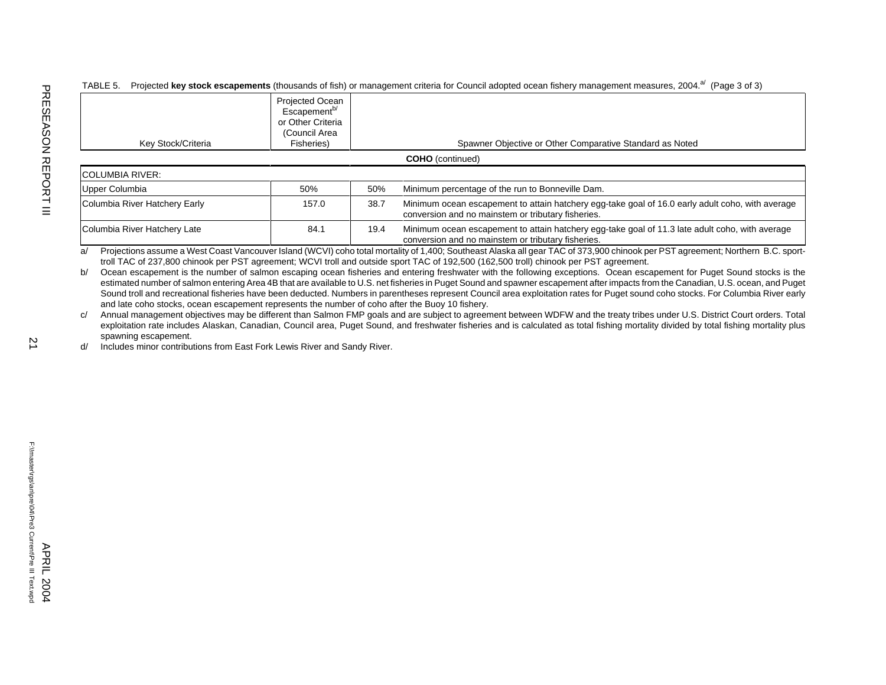TABLE 5. Projected **key stock escapements** (thousands of fish) or management criteria for Council adopted ocean fishery management measures, 2004.[a/] (Page 3 of 3)

| Key Stock/Criteria | Projected Ocean Escapement[b/] or Other Criteria (Council Area Fisheries) | Spawner Objective or Other Comparative Standard as Noted | |
|---|---|---|---|
| | | **COHO** (continued) | |
| COLUMBIA RIVER: | | | |
| Upper Columbia | 50% | 50% | Minimum percentage of the run to Bonneville Dam. |
| Columbia River Hatchery Early | 157.0 | 38.7 | Minimum ocean escapement to attain hatchery egg-take goal of 16.0 early adult coho, with average conversion and no mainstem or tributary fisheries. |
| Columbia River Hatchery Late | 84.1 | 19.4 | Minimum ocean escapement to attain hatchery egg-take goal of 11.3 late adult coho, with average conversion and no mainstem or tributary fisheries. |

a/ Projections assume a West Coast Vancouver Island (WCVI) coho total mortality of 1,400; Southeast Alaska all gear TAC of 373,900 chinook per PST agreement; Northern B.C. sport-troll TAC of 237,800 chinook per PST agreement; WCVI troll and outside sport TAC of 192,500 (162,500 troll) chinook per PST agreement.

b/ Ocean escapement is the number of salmon escaping ocean fisheries and entering freshwater with the following exceptions. Ocean escapement for Puget Sound stocks is the estimated number of salmon entering Area 4B that are available to U.S. net fisheries in Puget Sound and spawner escapement after impacts from the Canadian, U.S. ocean, and Puget Sound troll and recreational fisheries have been deducted. Numbers in parentheses represent Council area exploitation rates for Puget sound coho stocks. For Columbia River early and late coho stocks, ocean escapement represents the number of coho after the Buoy 10 fishery.

c/ Annual management objectives may be different than Salmon FMP goals and are subject to agreement between WDFW and the treaty tribes under U.S. District Court orders. Total exploitation rate includes Alaskan, Canadian, Council area, Puget Sound, and freshwater fisheries and is calculated as total fishing mortality divided by total fishing mortality plus spawning escapement.

d/ Includes minor contributions from East Fork Lewis River and Sandy River.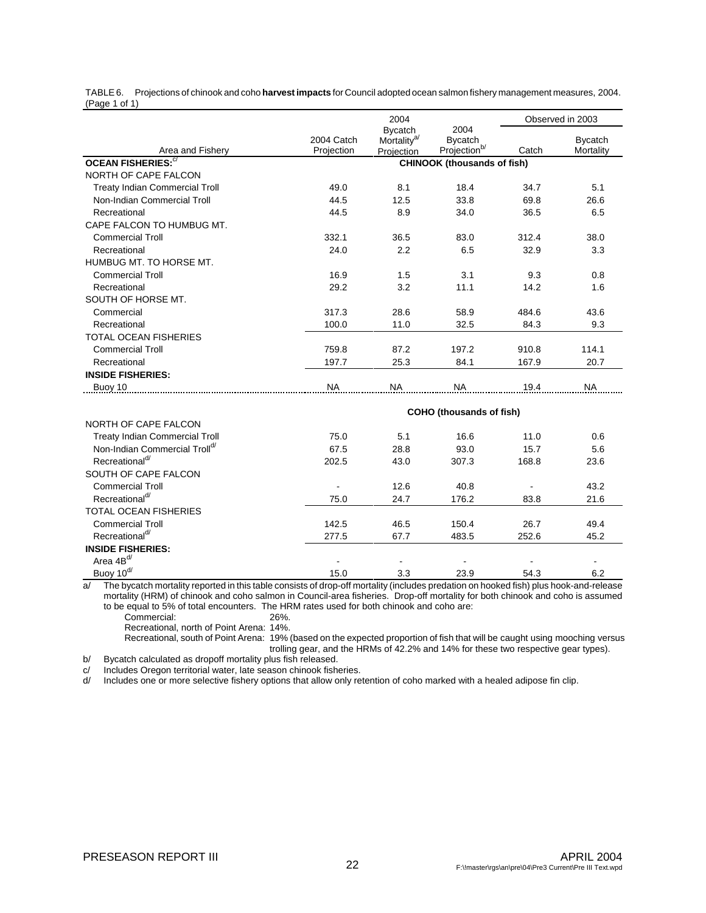TABLE 6. Projections of chinook and coho **harvest impacts** for Council adopted ocean salmon fishery management measures, 2004. (Page 1 of 1)

| Area and Fishery | 2004 Catch Projection | 2004 Bycatch Mortality[a/] Projection | 2004 Bycatch Projection[b/] | Observed in 2003 Catch | Observed in 2003 Bycatch Mortality |
|---|---|---|---|---|---|
| **OCEAN FISHERIES:**[c/] | | | **CHINOOK (thousands of fish)** | | |
| NORTH OF CAPE FALCON | | | | | |
| Treaty Indian Commercial Troll | 49.0 | 8.1 | 18.4 | 34.7 | 5.1 |
| Non-Indian Commercial Troll | 44.5 | 12.5 | 33.8 | 69.8 | 26.6 |
| Recreational | 44.5 | 8.9 | 34.0 | 36.5 | 6.5 |
| CAPE FALCON TO HUMBUG MT. | | | | | |
| Commercial Troll | 332.1 | 36.5 | 83.0 | 312.4 | 38.0 |
| Recreational | 24.0 | 2.2 | 6.5 | 32.9 | 3.3 |
| HUMBUG MT. TO HORSE MT. | | | | | |
| Commercial Troll | 16.9 | 1.5 | 3.1 | 9.3 | 0.8 |
| Recreational | 29.2 | 3.2 | 11.1 | 14.2 | 1.6 |
| SOUTH OF HORSE MT. | | | | | |
| Commercial | 317.3 | 28.6 | 58.9 | 484.6 | 43.6 |
| Recreational | 100.0 | 11.0 | 32.5 | 84.3 | 9.3 |
| TOTAL OCEAN FISHERIES | | | | | |
| Commercial Troll | 759.8 | 87.2 | 197.2 | 910.8 | 114.1 |
| Recreational | 197.7 | 25.3 | 84.1 | 167.9 | 20.7 |
| **INSIDE FISHERIES:** | | | | | |
| Buoy 10 | NA | NA | NA | 19.4 | NA |
| | | | **COHO (thousands of fish)** | | |
| NORTH OF CAPE FALCON | | | | | |
| Treaty Indian Commercial Troll | 75.0 | 5.1 | 16.6 | 11.0 | 0.6 |
| Non-Indian Commercial Troll[d/] | 67.5 | 28.8 | 93.0 | 15.7 | 5.6 |
| Recreational[d/] | 202.5 | 43.0 | 307.3 | 168.8 | 23.6 |
| SOUTH OF CAPE FALCON | | | | | |
| Commercial Troll | - | 12.6 | 40.8 | - | 43.2 |
| Recreational[d/] | 75.0 | 24.7 | 176.2 | 83.8 | 21.6 |
| TOTAL OCEAN FISHERIES | | | | | |
| Commercial Troll | 142.5 | 46.5 | 150.4 | 26.7 | 49.4 |
| Recreational[d/] | 277.5 | 67.7 | 483.5 | 252.6 | 45.2 |
| **INSIDE FISHERIES:** | | | | | |
| Area 4B[d/] | - | - | - | - | - |
| Buoy 10[d/] | 15.0 | 3.3 | 23.9 | 54.3 | 6.2 |

a/ The bycatch mortality reported in this table consists of drop-off mortality (includes predation on hooked fish) plus hook-and-release mortality (HRM) of chinook and coho salmon in Council-area fisheries. Drop-off mortality for both chinook and coho is assumed to be equal to 5% of total encounters. The HRM rates used for both chinook and coho are:
- Commercial: 26%.
- Recreational, north of Point Arena: 14%.
- Recreational, south of Point Arena: 19% (based on the expected proportion of fish that will be caught using mooching versus trolling gear, and the HRMs of 42.2% and 14% for these two respective gear types).

b/ Bycatch calculated as dropoff mortality plus fish released.

c/ Includes Oregon territorial water, late season chinook fisheries.

d/ Includes one or more selective fishery options that allow only retention of coho marked with a healed adipose fin clip.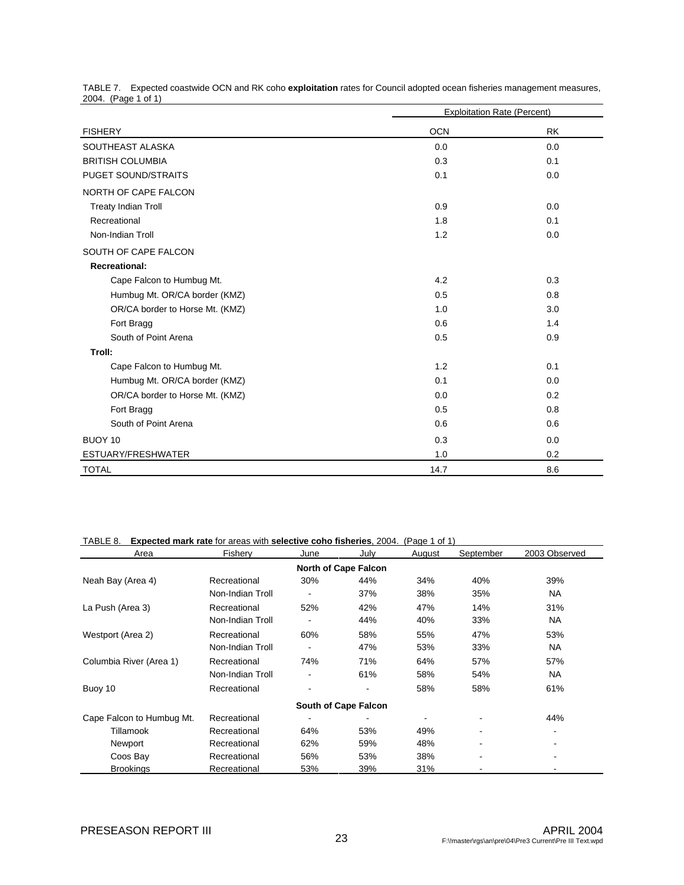TABLE 7. Expected coastwide OCN and RK coho **exploitation** rates for Council adopted ocean fisheries management measures, 2004. (Page 1 of 1)

| | Exploitation Rate (Percent) | |
|---|---|---|
| FISHERY | OCN | RK |
| SOUTHEAST ALASKA | 0.0 | 0.0 |
| BRITISH COLUMBIA | 0.3 | 0.1 |
| PUGET SOUND/STRAITS | 0.1 | 0.0 |
| NORTH OF CAPE FALCON | | |
| Treaty Indian Troll | 0.9 | 0.0 |
| Recreational | 1.8 | 0.1 |
| Non-Indian Troll | 1.2 | 0.0 |
| SOUTH OF CAPE FALCON | | |
| **Recreational:** | | |
| Cape Falcon to Humbug Mt. | 4.2 | 0.3 |
| Humbug Mt. OR/CA border (KMZ) | 0.5 | 0.8 |
| OR/CA border to Horse Mt. (KMZ) | 1.0 | 3.0 |
| Fort Bragg | 0.6 | 1.4 |
| South of Point Arena | 0.5 | 0.9 |
| **Troll:** | | |
| Cape Falcon to Humbug Mt. | 1.2 | 0.1 |
| Humbug Mt. OR/CA border (KMZ) | 0.1 | 0.0 |
| OR/CA border to Horse Mt. (KMZ) | 0.0 | 0.2 |
| Fort Bragg | 0.5 | 0.8 |
| South of Point Arena | 0.6 | 0.6 |
| BUOY 10 | 0.3 | 0.0 |
| ESTUARY/FRESHWATER | 1.0 | 0.2 |
| TOTAL | 14.7 | 8.6 |

TABLE 8. **Expected mark rate** for areas with **selective coho fisheries**, 2004. (Page 1 of 1)

| Area | Fishery | June | July | August | September | 2003 Observed |
|---|---|---|---|---|---|---|
| | | **North of Cape Falcon** | | | | |
| Neah Bay (Area 4) | Recreational | 30% | 44% | 34% | 40% | 39% |
| | Non-Indian Troll | - | 37% | 38% | 35% | NA |
| La Push (Area 3) | Recreational | 52% | 42% | 47% | 14% | 31% |
| | Non-Indian Troll | - | 44% | 40% | 33% | NA |
| Westport (Area 2) | Recreational | 60% | 58% | 55% | 47% | 53% |
| | Non-Indian Troll | - | 47% | 53% | 33% | NA |
| Columbia River (Area 1) | Recreational | 74% | 71% | 64% | 57% | 57% |
| | Non-Indian Troll | - | 61% | 58% | 54% | NA |
| Buoy 10 | Recreational | - | - | 58% | 58% | 61% |
| | | **South of Cape Falcon** | | | | |
| Cape Falcon to Humbug Mt. | Recreational | - | - | - | - | 44% |
| Tillamook | Recreational | 64% | 53% | 49% | - | - |
| Newport | Recreational | 62% | 59% | 48% | - | - |
| Coos Bay | Recreational | 56% | 53% | 38% | - | - |
| Brookings | Recreational | 53% | 39% | 31% | - | - |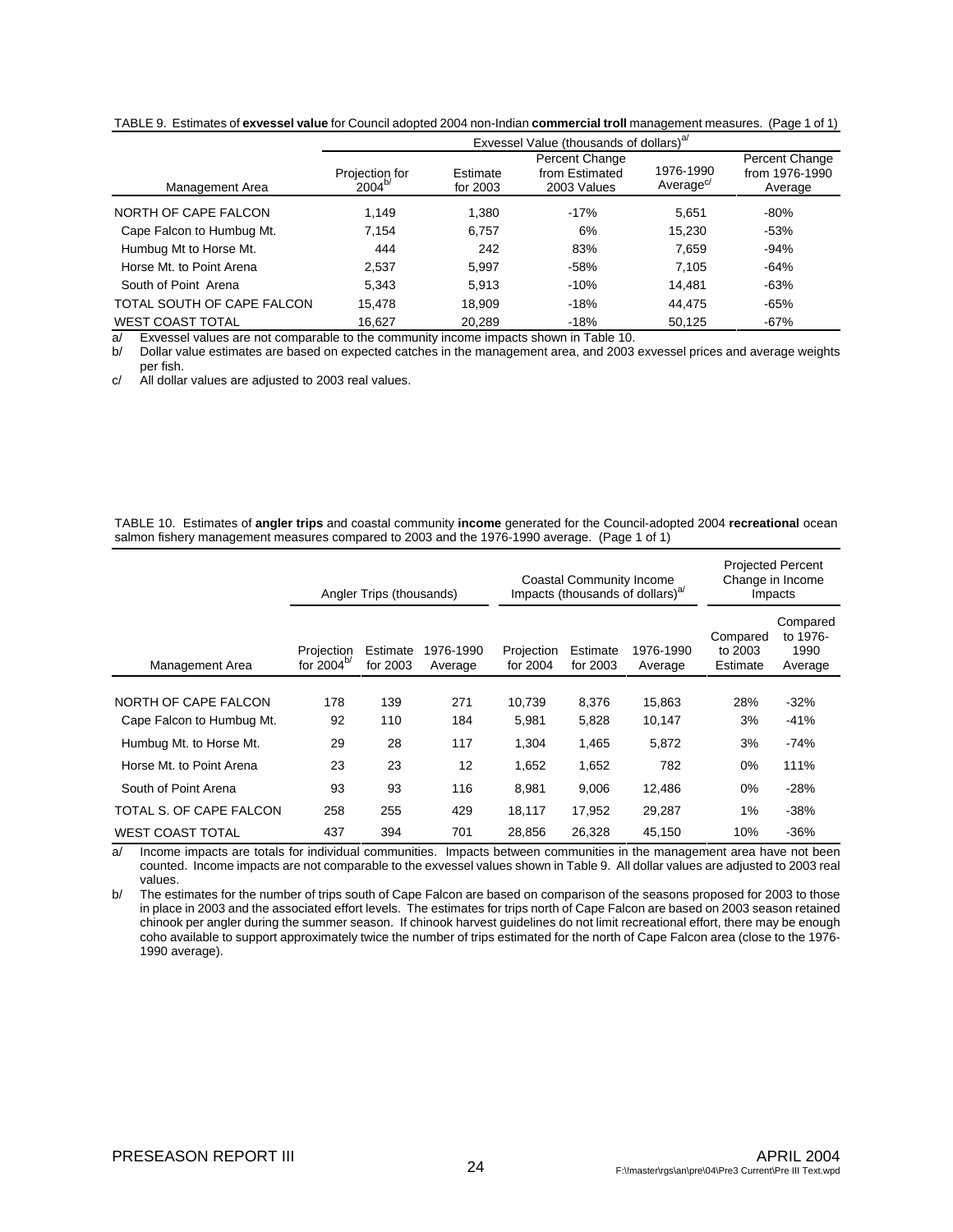TABLE 9. Estimates of **exvessel value** for Council adopted 2004 non-Indian **commercial troll** management measures. (Page 1 of 1)

| Management Area | Exvessel Value (thousands of dollars)[a/] | | | | |
|---|---|---|---|---|---|
| | Projection for 2004[b/] | Estimate for 2003 | Percent Change from Estimated 2003 Values | 1976-1990 Average[c/] | Percent Change from 1976-1990 Average |
| NORTH OF CAPE FALCON | 1,149 | 1,380 | -17% | 5,651 | -80% |
| Cape Falcon to Humbug Mt. | 7,154 | 6,757 | 6% | 15,230 | -53% |
| Humbug Mt to Horse Mt. | 444 | 242 | 83% | 7,659 | -94% |
| Horse Mt. to Point Arena | 2,537 | 5,997 | -58% | 7,105 | -64% |
| South of Point Arena | 5,343 | 5,913 | -10% | 14,481 | -63% |
| TOTAL SOUTH OF CAPE FALCON | 15,478 | 18,909 | -18% | 44,475 | -65% |
| WEST COAST TOTAL | 16,627 | 20,289 | -18% | 50,125 | -67% |

a/ Exvessel values are not comparable to the community income impacts shown in Table 10.

b/ Dollar value estimates are based on expected catches in the management area, and 2003 exvessel prices and average weights per fish.

c/ All dollar values are adjusted to 2003 real values.

TABLE 10. Estimates of **angler trips** and coastal community **income** generated for the Council-adopted 2004 **recreational** ocean salmon fishery management measures compared to 2003 and the 1976-1990 average. (Page 1 of 1)

| Management Area | Angler Trips (thousands) | | | Coastal Community Income Impacts (thousands of dollars)[a/] | | | Projected Percent Change in Income Impacts | |
|---|---|---|---|---|---|---|---|---|
| | Projection for 2004[b/] | Estimate for 2003 | 1976-1990 Average | Projection for 2004 | Estimate for 2003 | 1976-1990 Average | Compared to 2003 Estimate | Compared to 1976-1990 Average |
| NORTH OF CAPE FALCON | 178 | 139 | 271 | 10,739 | 8,376 | 15,863 | 28% | -32% |
| Cape Falcon to Humbug Mt. | 92 | 110 | 184 | 5,981 | 5,828 | 10,147 | 3% | -41% |
| Humbug Mt. to Horse Mt. | 29 | 28 | 117 | 1,304 | 1,465 | 5,872 | 3% | -74% |
| Horse Mt. to Point Arena | 23 | 23 | 12 | 1,652 | 1,652 | 782 | 0% | 111% |
| South of Point Arena | 93 | 93 | 116 | 8,981 | 9,006 | 12,486 | 0% | -28% |
| TOTAL S. OF CAPE FALCON | 258 | 255 | 429 | 18,117 | 17,952 | 29,287 | 1% | -38% |
| WEST COAST TOTAL | 437 | 394 | 701 | 28,856 | 26,328 | 45,150 | 10% | -36% |

a/ Income impacts are totals for individual communities. Impacts between communities in the management area have not been counted. Income impacts are not comparable to the exvessel values shown in Table 9. All dollar values are adjusted to 2003 real values.

b/ The estimates for the number of trips south of Cape Falcon are based on comparison of the seasons proposed for 2003 to those in place in 2003 and the associated effort levels. The estimates for trips north of Cape Falcon are based on 2003 season retained chinook per angler during the summer season. If chinook harvest guidelines do not limit recreational effort, there may be enough coho available to support approximately twice the number of trips estimated for the north of Cape Falcon area (close to the 1976-1990 average).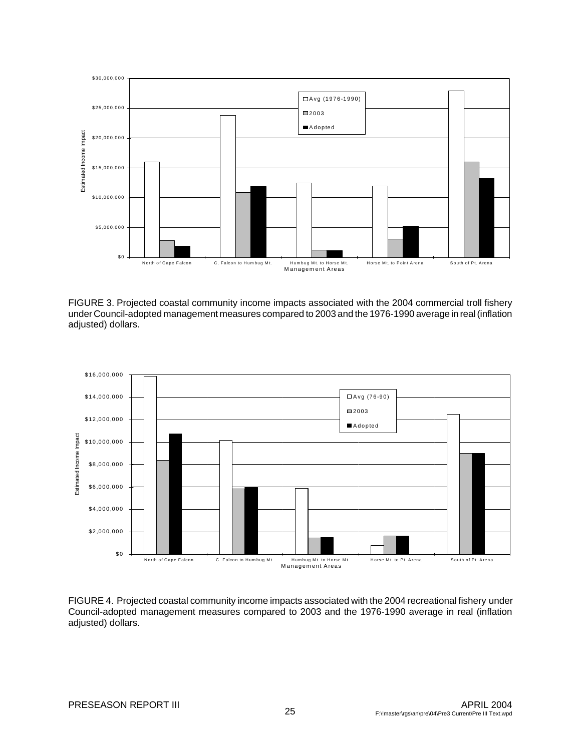FIGURE 3. Projected coastal community income impacts associated with the 2004 commercial troll fishery under Council-adopted management measures compared to 2003 and the 1976-1990 average in real (inflation adjusted) dollars.

FIGURE 4. Projected coastal community income impacts associated with the 2004 recreational fishery under Council-adopted management measures compared to 2003 and the 1976-1990 average in real (inflation adjusted) dollars.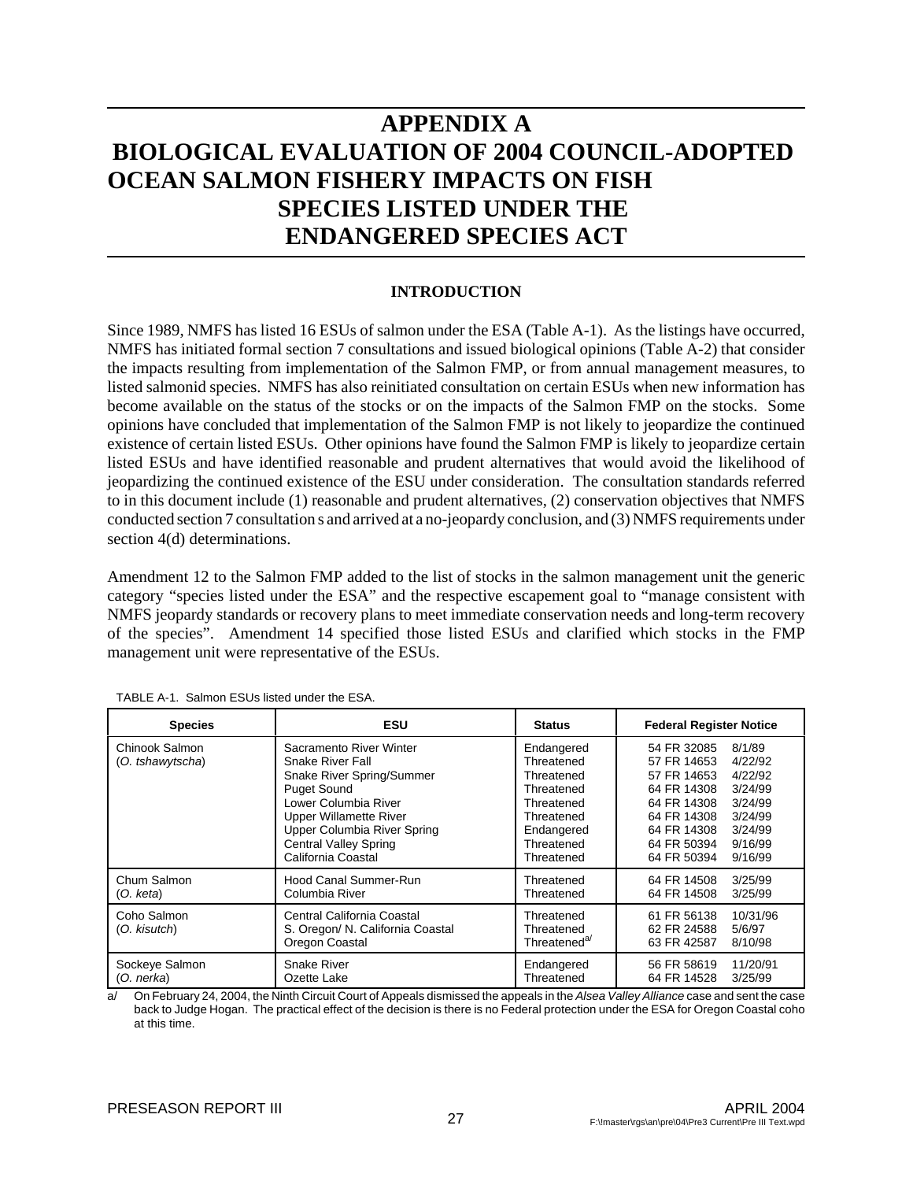# APPENDIX A
# BIOLOGICAL EVALUATION OF 2004 COUNCIL-ADOPTED OCEAN SALMON FISHERY IMPACTS ON FISH SPECIES LISTED UNDER THE ENDANGERED SPECIES ACT

## INTRODUCTION

Since 1989, NMFS has listed 16 ESUs of salmon under the ESA (Table A-1). As the listings have occurred, NMFS has initiated formal section 7 consultations and issued biological opinions (Table A-2) that consider the impacts resulting from implementation of the Salmon FMP, or from annual management measures, to listed salmonid species. NMFS has also reinitiated consultation on certain ESUs when new information has become available on the status of the stocks or on the impacts of the Salmon FMP on the stocks. Some opinions have concluded that implementation of the Salmon FMP is not likely to jeopardize the continued existence of certain listed ESUs. Other opinions have found the Salmon FMP is likely to jeopardize certain listed ESUs and have identified reasonable and prudent alternatives that would avoid the likelihood of jeopardizing the continued existence of the ESU under consideration. The consultation standards referred to in this document include (1) reasonable and prudent alternatives, (2) conservation objectives that NMFS conducted section 7 consultation s and arrived at a no-jeopardy conclusion, and (3) NMFS requirements under section 4(d) determinations.

Amendment 12 to the Salmon FMP added to the list of stocks in the salmon management unit the generic category "species listed under the ESA" and the respective escapement goal to "manage consistent with NMFS jeopardy standards or recovery plans to meet immediate conservation needs and long-term recovery of the species". Amendment 14 specified those listed ESUs and clarified which stocks in the FMP management unit were representative of the ESUs.

TABLE A-1. Salmon ESUs listed under the ESA.

| Species | ESU | Status | Federal Register Notice | |
|---|---|---|---|---|
| Chinook Salmon (*O. tshawytscha*) | Sacramento River Winter | Endangered | 54 FR 32085 | 8/1/89 |
| | Snake River Fall | Threatened | 57 FR 14653 | 4/22/92 |
| | Snake River Spring/Summer | Threatened | 57 FR 14653 | 4/22/92 |
| | Puget Sound | Threatened | 64 FR 14308 | 3/24/99 |
| | Lower Columbia River | Threatened | 64 FR 14308 | 3/24/99 |
| | Upper Willamette River | Threatened | 64 FR 14308 | 3/24/99 |
| | Upper Columbia River Spring | Endangered | 64 FR 14308 | 3/24/99 |
| | Central Valley Spring | Threatened | 64 FR 50394 | 9/16/99 |
| | California Coastal | Threatened | 64 FR 50394 | 9/16/99 |
| Chum Salmon (*O. keta*) | Hood Canal Summer-Run | Threatened | 64 FR 14508 | 3/25/99 |
| | Columbia River | Threatened | 64 FR 14508 | 3/25/99 |
| Coho Salmon (*O. kisutch*) | Central California Coastal | Threatened | 61 FR 56138 | 10/31/96 |
| | S. Oregon/ N. California Coastal | Threatened | 62 FR 24588 | 5/6/97 |
| | Oregon Coastal | Threatened[a/] | 63 FR 42587 | 8/10/98 |
| Sockeye Salmon (*O. nerka*) | Snake River | Endangered | 56 FR 58619 | 11/20/91 |
| | Ozette Lake | Threatened | 64 FR 14528 | 3/25/99 |

a/ On February 24, 2004, the Ninth Circuit Court of Appeals dismissed the appeals in the *Alsea Valley Alliance* case and sent the case back to Judge Hogan. The practical effect of the decision is there is no Federal protection under the ESA for Oregon Coastal coho at this time.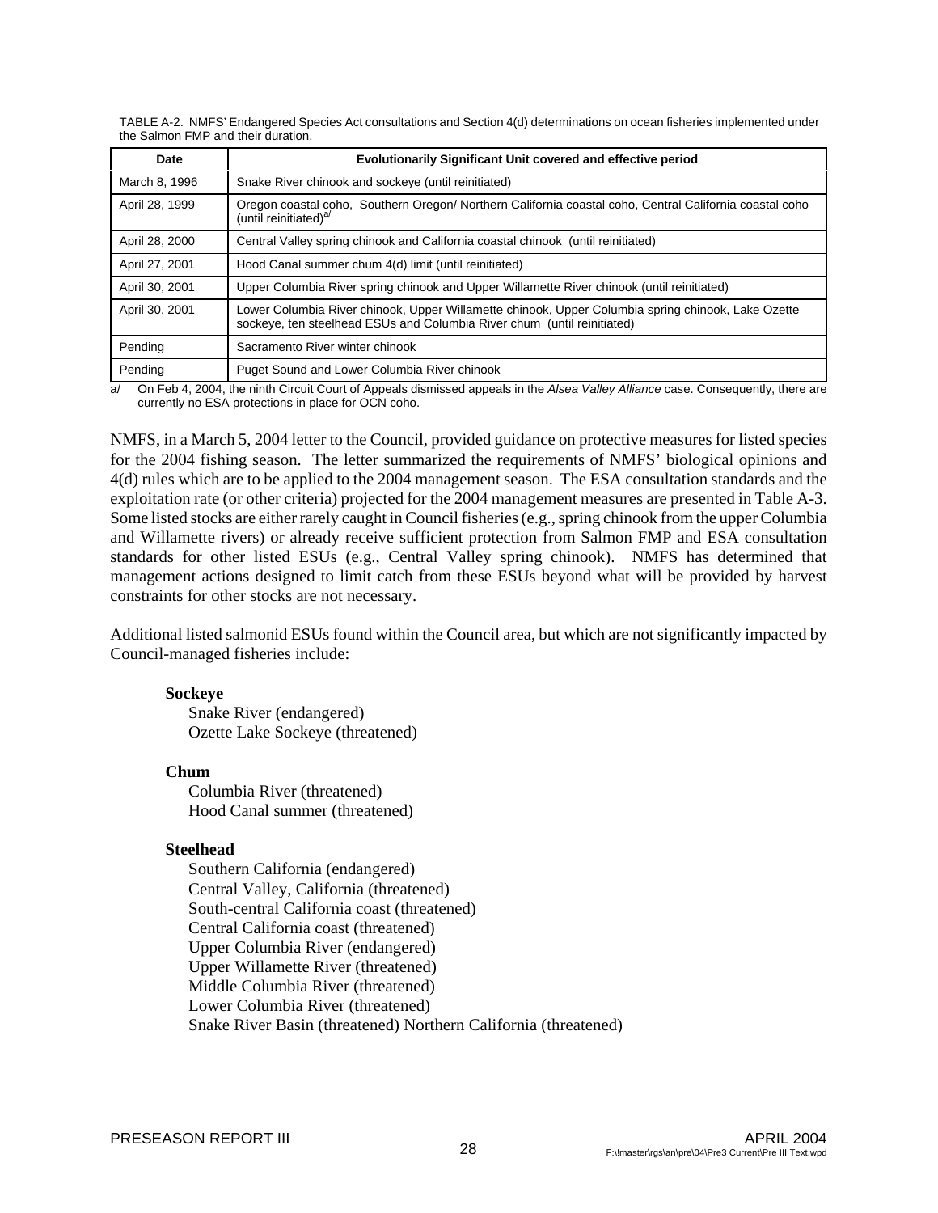TABLE A-2. NMFS' Endangered Species Act consultations and Section 4(d) determinations on ocean fisheries implemented under the Salmon FMP and their duration.

| Date | Evolutionarily Significant Unit covered and effective period |
|---|---|
| March 8, 1996 | Snake River chinook and sockeye (until reinitiated) |
| April 28, 1999 | Oregon coastal coho, Southern Oregon/ Northern California coastal coho, Central California coastal coho (until reinitiated)[a/] |
| April 28, 2000 | Central Valley spring chinook and California coastal chinook (until reinitiated) |
| April 27, 2001 | Hood Canal summer chum 4(d) limit (until reinitiated) |
| April 30, 2001 | Upper Columbia River spring chinook and Upper Willamette River chinook (until reinitiated) |
| April 30, 2001 | Lower Columbia River chinook, Upper Willamette chinook, Upper Columbia spring chinook, Lake Ozette sockeye, ten steelhead ESUs and Columbia River chum (until reinitiated) |
| Pending | Sacramento River winter chinook |
| Pending | Puget Sound and Lower Columbia River chinook |

a/ On Feb 4, 2004, the ninth Circuit Court of Appeals dismissed appeals in the *Alsea Valley Alliance* case. Consequently, there are currently no ESA protections in place for OCN coho.

NMFS, in a March 5, 2004 letter to the Council, provided guidance on protective measures for listed species for the 2004 fishing season. The letter summarized the requirements of NMFS' biological opinions and 4(d) rules which are to be applied to the 2004 management season. The ESA consultation standards and the exploitation rate (or other criteria) projected for the 2004 management measures are presented in Table A-3. Some listed stocks are either rarely caught in Council fisheries (e.g., spring chinook from the upper Columbia and Willamette rivers) or already receive sufficient protection from Salmon FMP and ESA consultation standards for other listed ESUs (e.g., Central Valley spring chinook). NMFS has determined that management actions designed to limit catch from these ESUs beyond what will be provided by harvest constraints for other stocks are not necessary.

Additional listed salmonid ESUs found within the Council area, but which are not significantly impacted by Council-managed fisheries include:

**Sockeye**
Snake River (endangered)
Ozette Lake Sockeye (threatened)

**Chum**
Columbia River (threatened)
Hood Canal summer (threatened)

**Steelhead**
Southern California (endangered)
Central Valley, California (threatened)
South-central California coast (threatened)
Central California coast (threatened)
Upper Columbia River (endangered)
Upper Willamette River (threatened)
Middle Columbia River (threatened)
Lower Columbia River (threatened)
Snake River Basin (threatened) Northern California (threatened)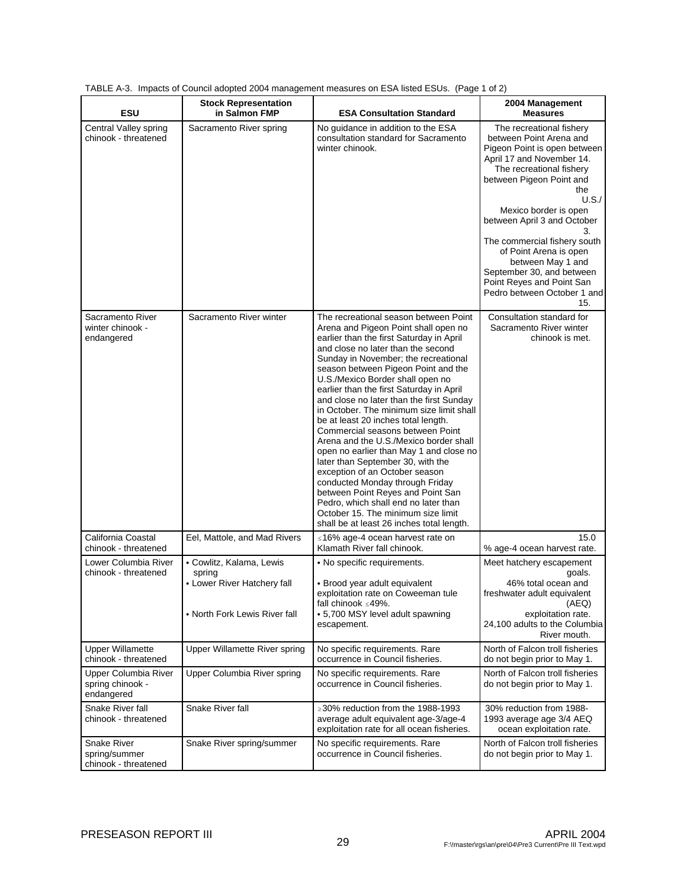TABLE A-3. Impacts of Council adopted 2004 management measures on ESA listed ESUs. (Page 1 of 2)

| ESU | Stock Representation in Salmon FMP | ESA Consultation Standard | 2004 Management Measures |
|---|---|---|---|
| Central Valley spring chinook - threatened | Sacramento River spring | No guidance in addition to the ESA consultation standard for Sacramento winter chinook. | The recreational fishery between Point Arena and Pigeon Point is open between April 17 and November 14. The recreational fishery between Pigeon Point and the U.S./ Mexico border is open between April 3 and October 3. The commercial fishery south of Point Arena is open between May 1 and September 30, and between Point Reyes and Point San Pedro between October 1 and 15. |
| Sacramento River winter chinook - endangered | Sacramento River winter | The recreational season between Point Arena and Pigeon Point shall open no earlier than the first Saturday in April and close no later than the second Sunday in November; the recreational season between Pigeon Point and the U.S./Mexico Border shall open no earlier than the first Saturday in April and close no later than the first Sunday in October. The minimum size limit shall be at least 20 inches total length. Commercial seasons between Point Arena and the U.S./Mexico border shall open no earlier than May 1 and close no later than September 30, with the exception of an October season conducted Monday through Friday between Point Reyes and Point San Pedro, which shall end no later than October 15. The minimum size limit shall be at least 26 inches total length. | Consultation standard for Sacramento River winter chinook is met. |
| California Coastal chinook - threatened | Eel, Mattole, and Mad Rivers | ≤16% age-4 ocean harvest rate on Klamath River fall chinook. | 15.0 % age-4 ocean harvest rate. |
| Lower Columbia River chinook - threatened | • Cowlitz, Kalama, Lewis spring<br>• Lower River Hatchery fall<br>• North Fork Lewis River fall | • No specific requirements.<br>• Brood year adult equivalent exploitation rate on Coweeman tule fall chinook ≤49%.<br>• 5,700 MSY level adult spawning escapement. | Meet hatchery escapement goals.<br>46% total ocean and freshwater adult equivalent (AEQ) exploitation rate.<br>24,100 adults to the Columbia River mouth. |
| Upper Willamette chinook - threatened | Upper Willamette River spring | No specific requirements. Rare occurrence in Council fisheries. | North of Falcon troll fisheries do not begin prior to May 1. |
| Upper Columbia River spring chinook - endangered | Upper Columbia River spring | No specific requirements. Rare occurrence in Council fisheries. | North of Falcon troll fisheries do not begin prior to May 1. |
| Snake River fall chinook - threatened | Snake River fall | ≥30% reduction from the 1988-1993 average adult equivalent age-3/age-4 exploitation rate for all ocean fisheries. | 30% reduction from 1988-1993 average age 3/4 AEQ ocean exploitation rate. |
| Snake River spring/summer chinook - threatened | Snake River spring/summer | No specific requirements. Rare occurrence in Council fisheries. | North of Falcon troll fisheries do not begin prior to May 1. |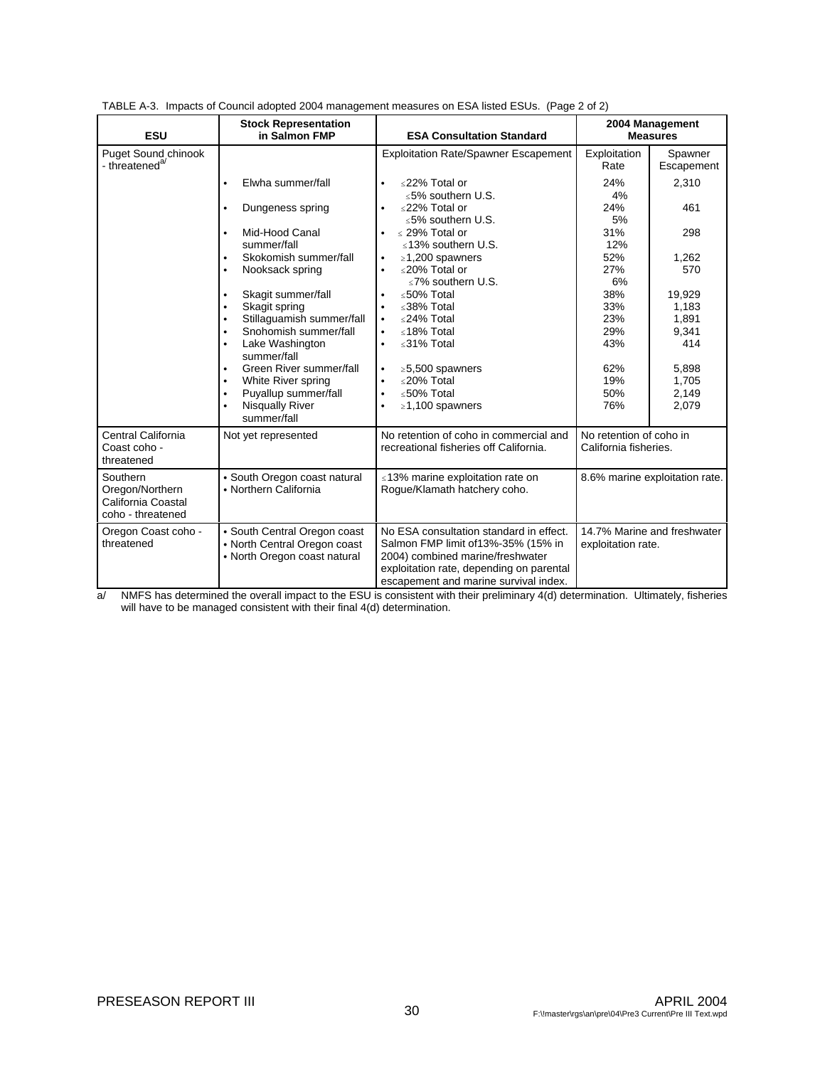TABLE A-3. Impacts of Council adopted 2004 management measures on ESA listed ESUs. (Page 2 of 2)

| ESU | Stock Representation in Salmon FMP | ESA Consultation Standard | 2004 Management Measures | |
|---|---|---|---|---|
| Puget Sound chinook - threatened[a/] | | Exploitation Rate/Spawner Escapement | Exploitation Rate | Spawner Escapement |
| | • Elwha summer/fall | • ≤22% Total or ≤5% southern U.S. | 24% 4% | 2,310 |
| | • Dungeness spring | • ≤22% Total or ≤5% southern U.S. | 24% 5% | 461 |
| | • Mid-Hood Canal summer/fall | • ≤ 29% Total or ≤13% southern U.S. | 31% 12% | 298 |
| | • Skokomish summer/fall | • ≥1,200 spawners | 52% | 1,262 |
| | • Nooksack spring | • ≤20% Total or ≤7% southern U.S. | 27% 6% | 570 |
| | • Skagit summer/fall | • ≤50% Total | 38% | 19,929 |
| | • Skagit spring | • ≤38% Total | 33% | 1,183 |
| | • Stillaguamish summer/fall | • ≤24% Total | 23% | 1,891 |
| | • Snohomish summer/fall | • ≤18% Total | 29% | 9,341 |
| | • Lake Washington summer/fall | • ≤31% Total | 43% | 414 |
| | • Green River summer/fall | • ≥5,500 spawners | 62% | 5,898 |
| | • White River spring | • ≤20% Total | 19% | 1,705 |
| | • Puyallup summer/fall | • ≤50% Total | 50% | 2,149 |
| | • Nisqually River summer/fall | • ≥1,100 spawners | 76% | 2,079 |
| Central California Coast coho - threatened | Not yet represented | No retention of coho in commercial and recreational fisheries off California. | No retention of coho in California fisheries. | |
| Southern Oregon/Northern California Coastal coho - threatened | • South Oregon coast natural • Northern California | ≤13% marine exploitation rate on Rogue/Klamath hatchery coho. | 8.6% marine exploitation rate. | |
| Oregon Coast coho - threatened | • South Central Oregon coast • North Central Oregon coast • North Oregon coast natural | No ESA consultation standard in effect. Salmon FMP limit of13%-35% (15% in 2004) combined marine/freshwater exploitation rate, depending on parental escapement and marine survival index. | 14.7% Marine and freshwater exploitation rate. | |

a/ NMFS has determined the overall impact to the ESU is consistent with their preliminary 4(d) determination. Ultimately, fisheries will have to be managed consistent with their final 4(d) determination.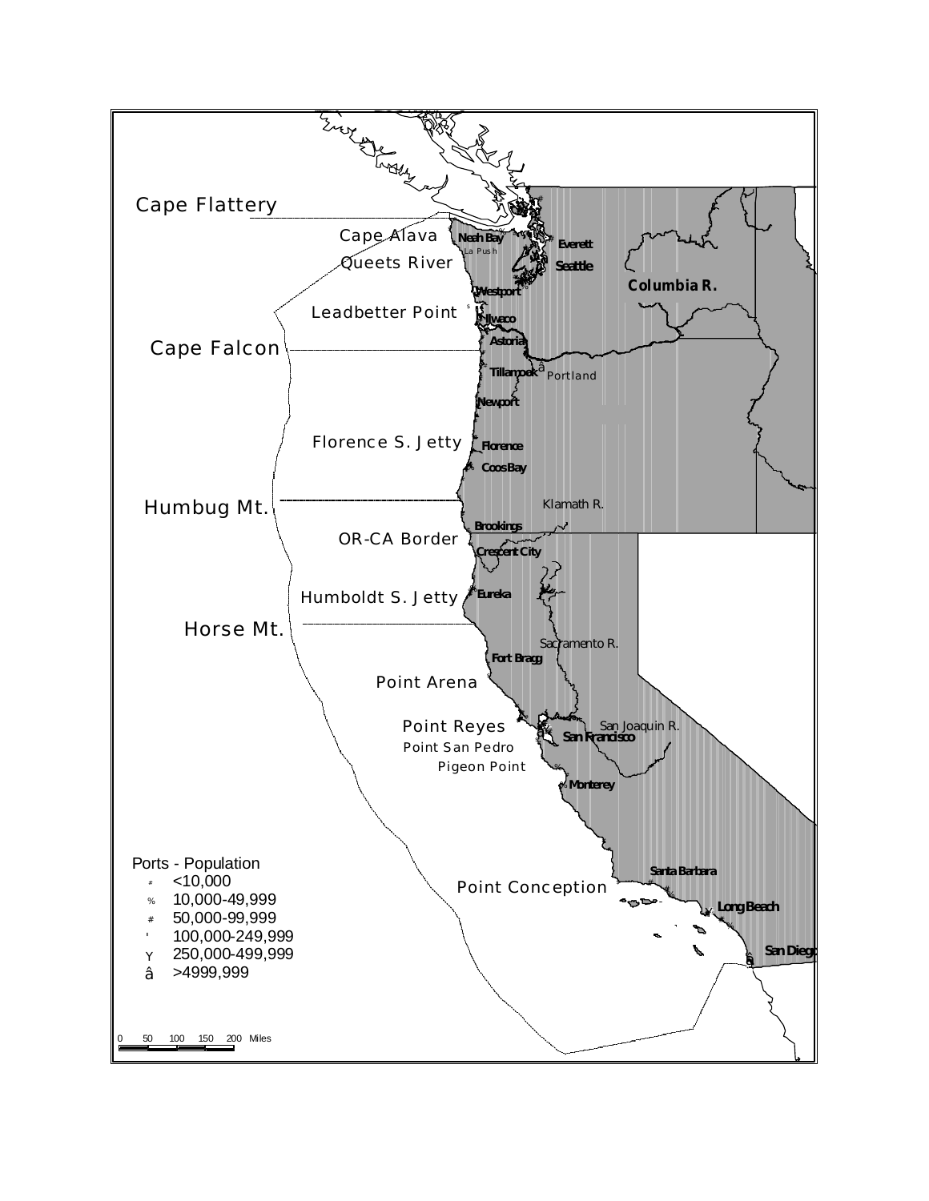Cape Flattery

Cape Alava

Queets River

Leadbetter Point

Cape Falcon

Florence S. Jetty

Humbug Mt.

OR-CA Border

Humboldt S. Jetty

Horse Mt.

Point Arena

Point Reyes

Point San Pedro

Pigeon Point

Point Conception

Neah Bay

La Push

Everett

Seattle

Columbia R.

Westport

Ilwaco

Astoria

Tillamook

Portland

Newport

Florence

Coos Bay

Klamath R.

Brookings

Crescent City

Eureka

Sacramento R.

Fort Bragg

San Joaquin R.

San Francisco

Monterey

Santa Barbara

Long Beach

San Diego

Ports - Population

<10,000

10,000-49,999

50,000-99,999

100,000-249,999

250,000-499,999

>4999,999

0 50 100 150 200 Miles